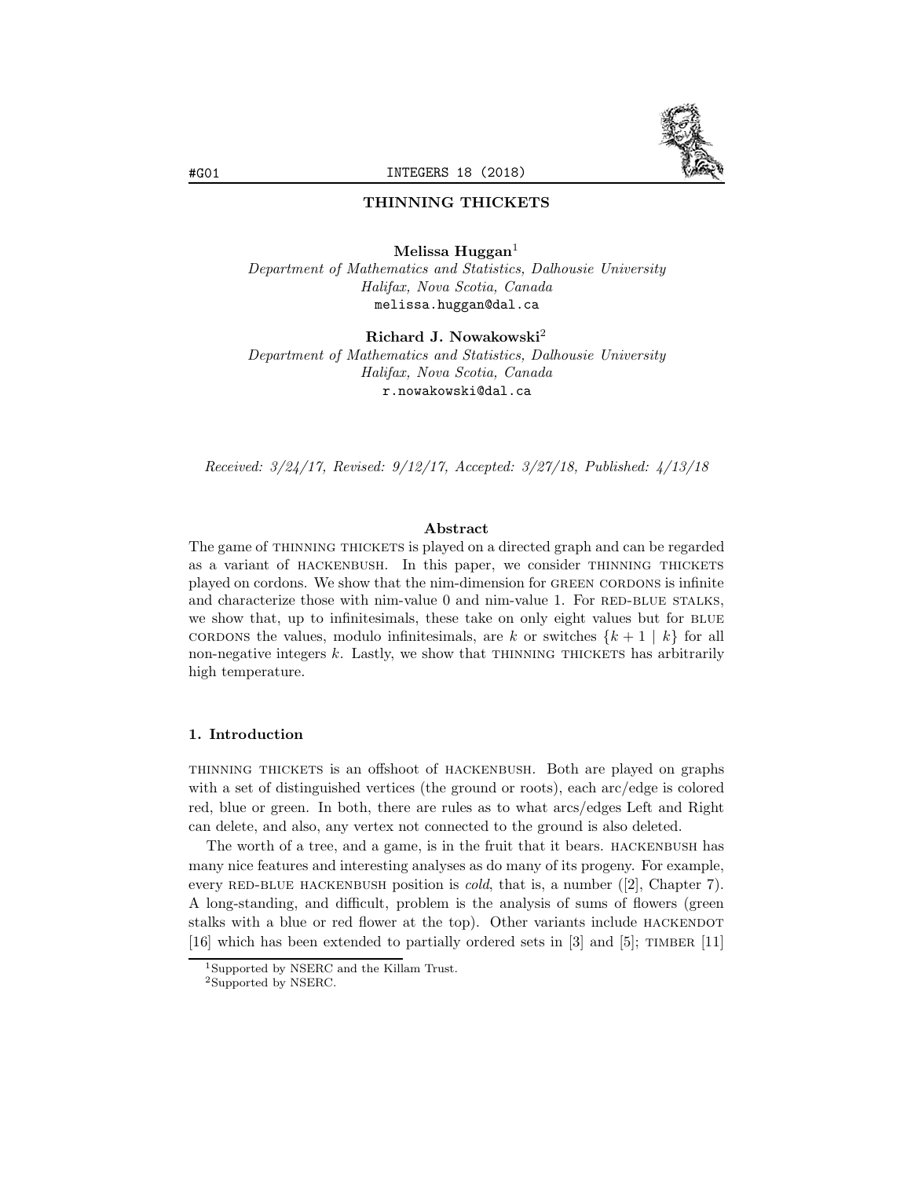# THINNING THICKETS

**Melissa Huggan**[1]
*Department of Mathematics and Statistics, Dalhousie University*
*Halifax, Nova Scotia, Canada*
melissa.huggan@dal.ca

**Richard J. Nowakowski**[2]
*Department of Mathematics and Statistics, Dalhousie University*
*Halifax, Nova Scotia, Canada*
r.nowakowski@dal.ca

*Received: 3/24/17, Revised: 9/12/17, Accepted: 3/27/18, Published: 4/13/18*

## Abstract

The game of THINNING THICKETS is played on a directed graph and can be regarded as a variant of HACKENBUSH. In this paper, we consider THINNING THICKETS played on cordons. We show that the nim-dimension for GREEN CORDONS is infinite and characterize those with nim-value 0 and nim-value 1. For RED-BLUE STALKS, we show that, up to infinitesimals, these take on only eight values but for BLUE CORDONS the values, modulo infinitesimals, are $k$ or switches $\{k+1 \mid k\}$ for all non-negative integers $k$. Lastly, we show that THINNING THICKETS has arbitrarily high temperature.

## 1. Introduction

THINNING THICKETS is an offshoot of HACKENBUSH. Both are played on graphs with a set of distinguished vertices (the ground or roots), each arc/edge is colored red, blue or green. In both, there are rules as to what arcs/edges Left and Right can delete, and also, any vertex not connected to the ground is also deleted.

The worth of a tree, and a game, is in the fruit that it bears. HACKENBUSH has many nice features and interesting analyses as do many of its progeny. For example, every RED-BLUE HACKENBUSH position is *cold*, that is, a number ([2], Chapter 7). A long-standing, and difficult, problem is the analysis of sums of flowers (green stalks with a blue or red flower at the top). Other variants include HACKENDOT [16] which has been extended to partially ordered sets in [3] and [5]; TIMBER [11]

[1]Supported by NSERC and the Killam Trust.

[2]Supported by NSERC.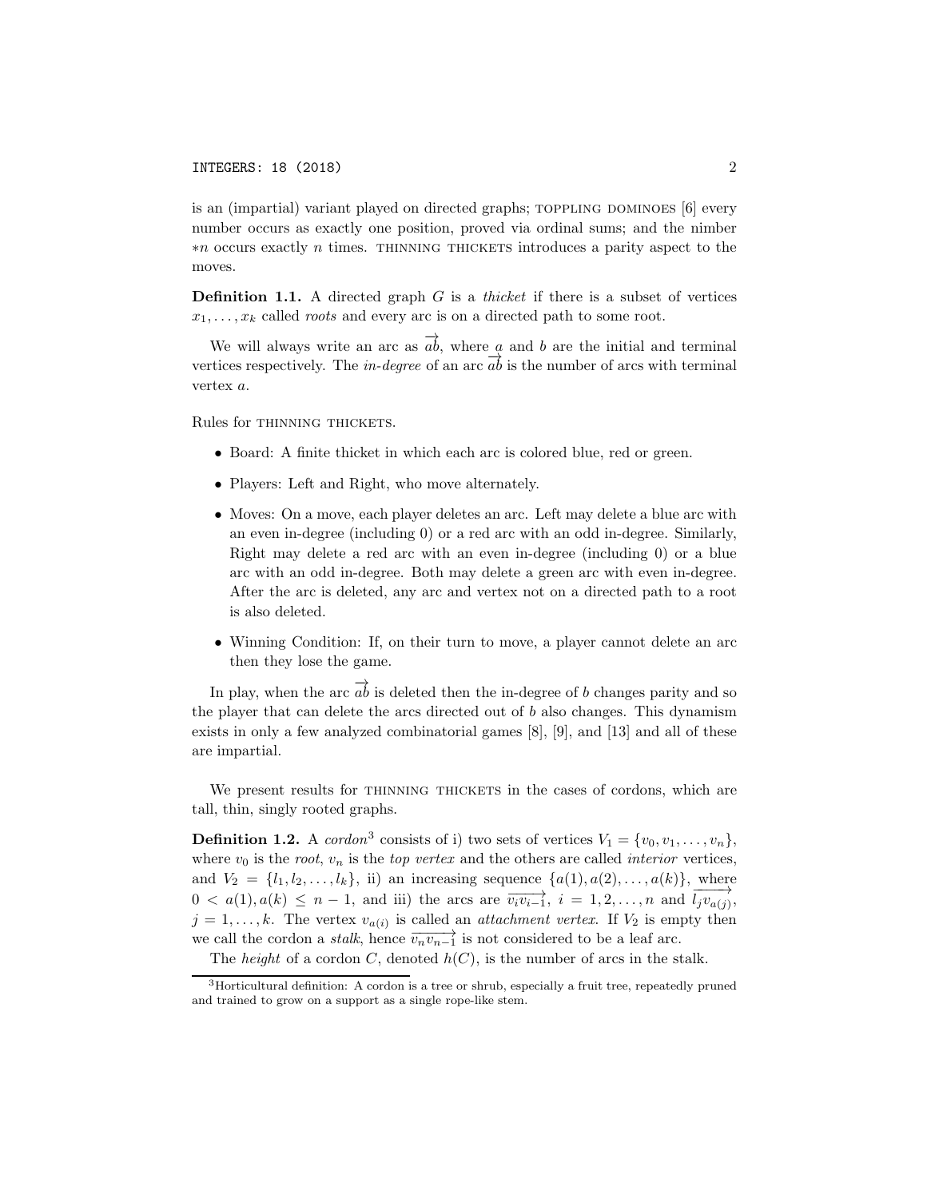is an (impartial) variant played on directed graphs; TOPPLING DOMINOES [6] every number occurs as exactly one position, proved via ordinal sums; and the nimber $*n$ occurs exactly $n$ times. THINNING THICKETS introduces a parity aspect to the moves.

**Definition 1.1.** A directed graph $G$ is a *thicket* if there is a subset of vertices $x_1, \ldots, x_k$ called *roots* and every arc is on a directed path to some root.

We will always write an arc as $\overrightarrow{ab}$, where $a$ and $b$ are the initial and terminal vertices respectively. The *in-degree* of an arc $\overrightarrow{ab}$ is the number of arcs with terminal vertex $a$.

Rules for THINNING THICKETS.

- Board: A finite thicket in which each arc is colored blue, red or green.
- Players: Left and Right, who move alternately.
- Moves: On a move, each player deletes an arc. Left may delete a blue arc with an even in-degree (including 0) or a red arc with an odd in-degree. Similarly, Right may delete a red arc with an even in-degree (including 0) or a blue arc with an odd in-degree. Both may delete a green arc with even in-degree. After the arc is deleted, any arc and vertex not on a directed path to a root is also deleted.
- Winning Condition: If, on their turn to move, a player cannot delete an arc then they lose the game.

In play, when the arc $\overrightarrow{ab}$ is deleted then the in-degree of $b$ changes parity and so the player that can delete the arcs directed out of $b$ also changes. This dynamism exists in only a few analyzed combinatorial games [8], [9], and [13] and all of these are impartial.

We present results for THINNING THICKETS in the cases of cordons, which are tall, thin, singly rooted graphs.

**Definition 1.2.** A *cordon*[3] consists of i) two sets of vertices $V_1 = \{v_0, v_1, \ldots, v_n\}$, where $v_0$ is the *root*, $v_n$ is the *top vertex* and the others are called *interior* vertices, and $V_2 = \{l_1, l_2, \ldots, l_k\}$, ii) an increasing sequence $\{a(1), a(2), \ldots, a(k)\}$, where $0 < a(1), a(k) \leq n-1$, and iii) the arcs are $\overrightarrow{v_i v_{i-1}}$, $i = 1, 2, \ldots, n$ and $\overrightarrow{l_j v_{a(j)}}$, $j = 1, \ldots, k$. The vertex $v_{a(i)}$ is called an *attachment vertex*. If $V_2$ is empty then we call the cordon a *stalk*, hence $\overrightarrow{v_n v_{n-1}}$ is not considered to be a leaf arc.

The *height* of a cordon $C$, denoted $h(C)$, is the number of arcs in the stalk.

[3] Horticultural definition: A cordon is a tree or shrub, especially a fruit tree, repeatedly pruned and trained to grow on a support as a single rope-like stem.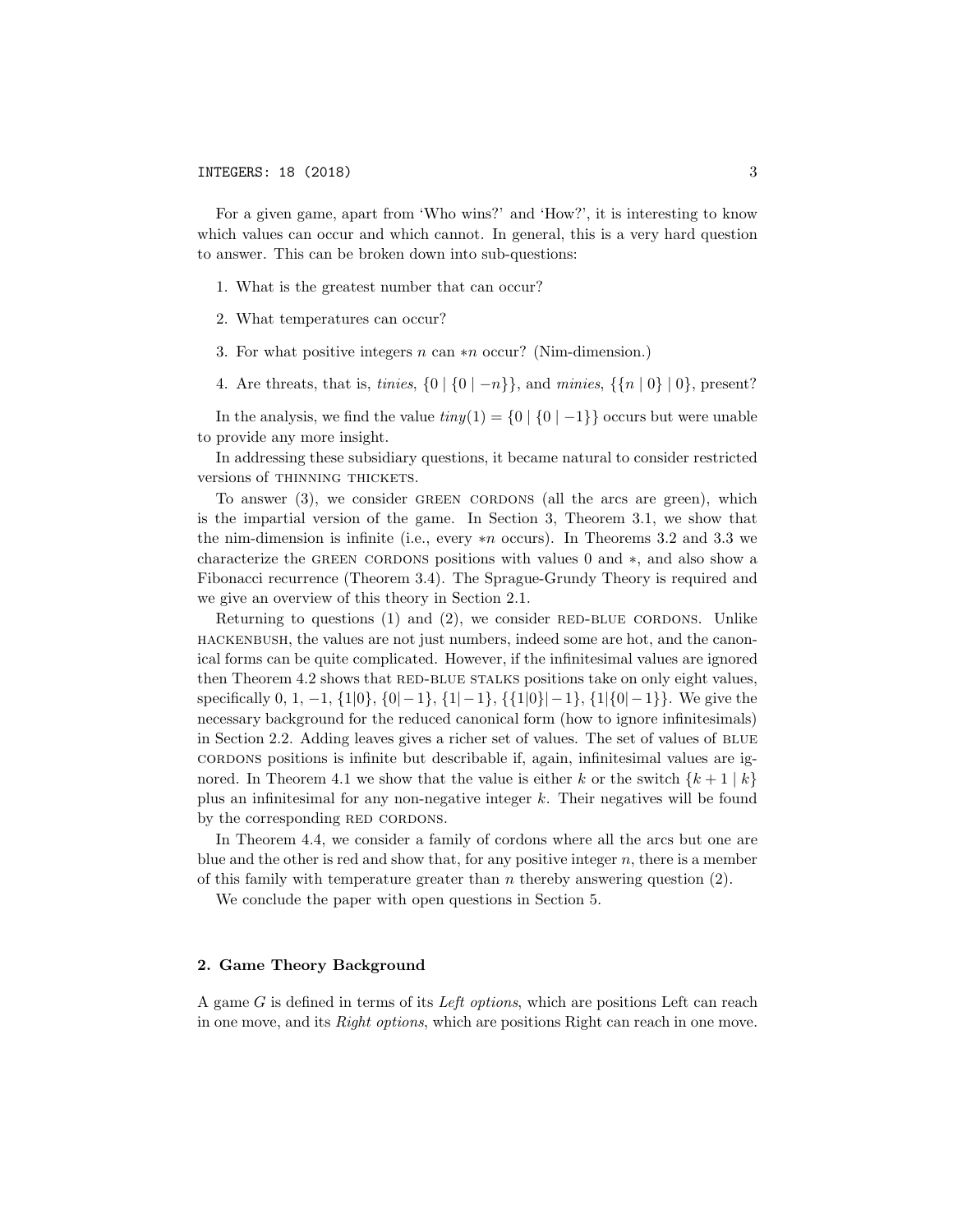For a given game, apart from 'Who wins?' and 'How?', it is interesting to know which values can occur and which cannot. In general, this is a very hard question to answer. This can be broken down into sub-questions:

1. What is the greatest number that can occur?
2. What temperatures can occur?
3. For what positive integers $n$ can $*n$ occur? (Nim-dimension.)
4. Are threats, that is, *tinies*, $\{0 \mid \{0 \mid -n\}\}$, and *minies*, $\{\{n \mid 0\} \mid 0\}$, present?

In the analysis, we find the value $tiny(1) = \{0 \mid \{0 \mid -1\}\}$ occurs but were unable to provide any more insight.

In addressing these subsidiary questions, it became natural to consider restricted versions of THINNING THICKETS.

To answer (3), we consider GREEN CORDONS (all the arcs are green), which is the impartial version of the game. In Section 3, Theorem 3.1, we show that the nim-dimension is infinite (i.e., every $*n$ occurs). In Theorems 3.2 and 3.3 we characterize the GREEN CORDONS positions with values 0 and $*$, and also show a Fibonacci recurrence (Theorem 3.4). The Sprague-Grundy Theory is required and we give an overview of this theory in Section 2.1.

Returning to questions (1) and (2), we consider RED-BLUE CORDONS. Unlike HACKENBUSH, the values are not just numbers, indeed some are hot, and the canonical forms can be quite complicated. However, if the infinitesimal values are ignored then Theorem 4.2 shows that RED-BLUE STALKS positions take on only eight values, specifically $0$, $1$, $-1$, $\{1|0\}$, $\{0|-1\}$, $\{1|-1\}$, $\{\{1|0\}|-1\}$, $\{1|\{0|-1\}\}$. We give the necessary background for the reduced canonical form (how to ignore infinitesimals) in Section 2.2. Adding leaves gives a richer set of values. The set of values of BLUE CORDONS positions is infinite but describable if, again, infinitesimal values are ignored. In Theorem 4.1 we show that the value is either $k$ or the switch $\{k+1 \mid k\}$ plus an infinitesimal for any non-negative integer $k$. Their negatives will be found by the corresponding RED CORDONS.

In Theorem 4.4, we consider a family of cordons where all the arcs but one are blue and the other is red and show that, for any positive integer $n$, there is a member of this family with temperature greater than $n$ thereby answering question (2).

We conclude the paper with open questions in Section 5.

## 2. Game Theory Background

A game $G$ is defined in terms of its *Left options*, which are positions Left can reach in one move, and its *Right options*, which are positions Right can reach in one move.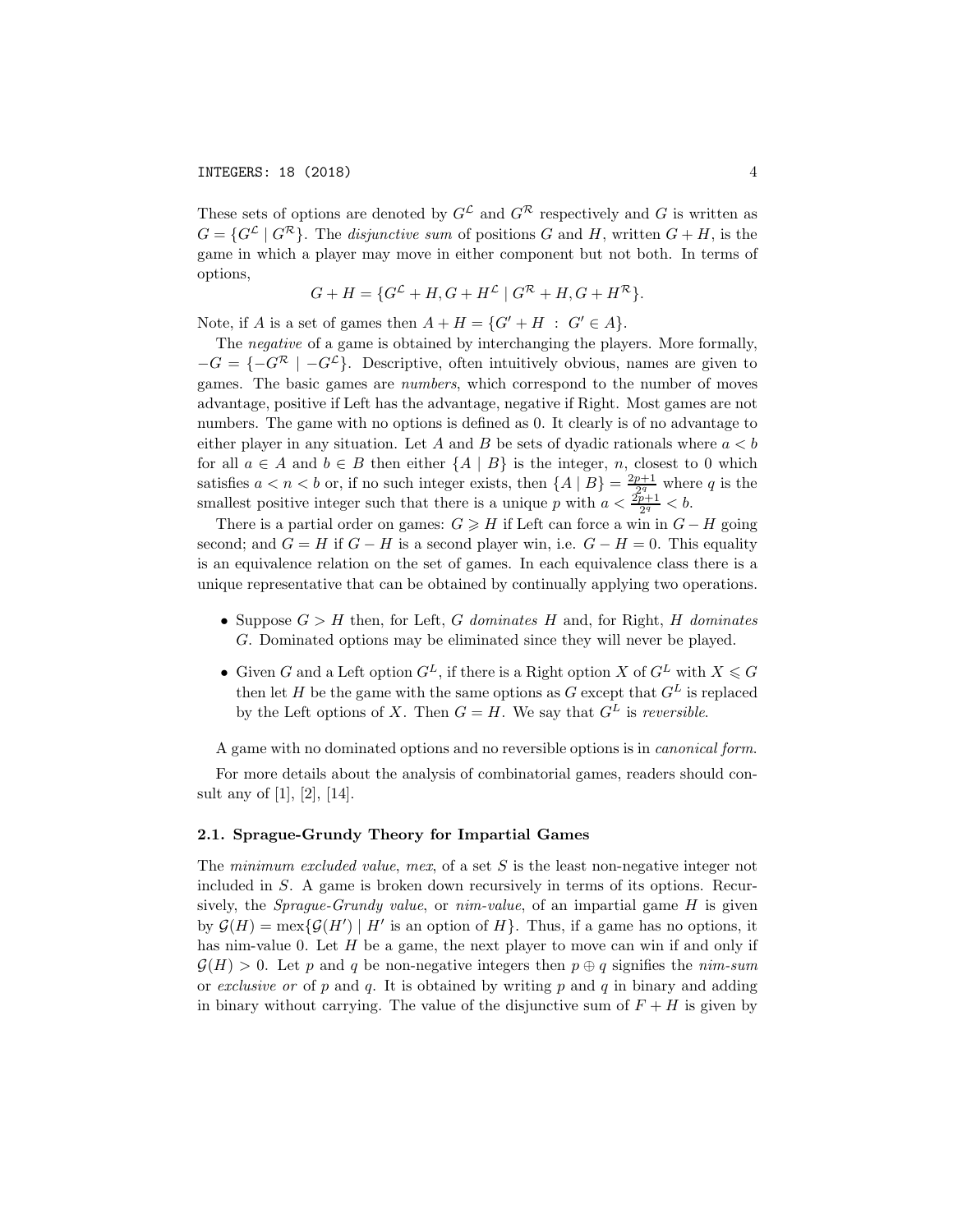These sets of options are denoted by $G^{\mathcal{L}}$ and $G^{\mathcal{R}}$ respectively and $G$ is written as $G = \{G^{\mathcal{L}} \mid G^{\mathcal{R}}\}$. The *disjunctive sum* of positions $G$ and $H$, written $G + H$, is the game in which a player may move in either component but not both. In terms of options,

$$G + H = \{G^{\mathcal{L}} + H, G + H^{\mathcal{L}} \mid G^{\mathcal{R}} + H, G + H^{\mathcal{R}}\}.$$

Note, if $A$ is a set of games then $A + H = \{G' + H \ : \ G' \in A\}$.

The *negative* of a game is obtained by interchanging the players. More formally, $-G = \{-G^{\mathcal{R}} \mid -G^{\mathcal{L}}\}$. Descriptive, often intuitively obvious, names are given to games. The basic games are *numbers*, which correspond to the number of moves advantage, positive if Left has the advantage, negative if Right. Most games are not numbers. The game with no options is defined as 0. It clearly is of no advantage to either player in any situation. Let $A$ and $B$ be sets of dyadic rationals where $a < b$ for all $a \in A$ and $b \in B$ then either $\{A \mid B\}$ is the integer, $n$, closest to 0 which satisfies $a < n < b$ or, if no such integer exists, then $\{A \mid B\} = \frac{2p+1}{2^q}$ where $q$ is the smallest positive integer such that there is a unique $p$ with $a < \frac{2p+1}{2^q} < b$.

There is a partial order on games: $G \geqslant H$ if Left can force a win in $G - H$ going second; and $G = H$ if $G - H$ is a second player win, i.e. $G - H = 0$. This equality is an equivalence relation on the set of games. In each equivalence class there is a unique representative that can be obtained by continually applying two operations.

- Suppose $G > H$ then, for Left, $G$ *dominates* $H$ and, for Right, $H$ *dominates* $G$. Dominated options may be eliminated since they will never be played.
- Given $G$ and a Left option $G^L$, if there is a Right option $X$ of $G^L$ with $X \leqslant G$ then let $H$ be the game with the same options as $G$ except that $G^L$ is replaced by the Left options of $X$. Then $G = H$. We say that $G^L$ is *reversible*.

A game with no dominated options and no reversible options is in *canonical form*.

For more details about the analysis of combinatorial games, readers should consult any of [1], [2], [14].

### 2.1. Sprague-Grundy Theory for Impartial Games

The *minimum excluded value*, *mex*, of a set $S$ is the least non-negative integer not included in $S$. A game is broken down recursively in terms of its options. Recursively, the *Sprague-Grundy value*, or *nim-value*, of an impartial game $H$ is given by $\mathcal{G}(H) = \text{mex}\{\mathcal{G}(H') \mid H' \text{ is an option of } H\}$. Thus, if a game has no options, it has nim-value 0. Let $H$ be a game, the next player to move can win if and only if $\mathcal{G}(H) > 0$. Let $p$ and $q$ be non-negative integers then $p \oplus q$ signifies the *nim-sum* or *exclusive or* of $p$ and $q$. It is obtained by writing $p$ and $q$ in binary and adding in binary without carrying. The value of the disjunctive sum of $F + H$ is given by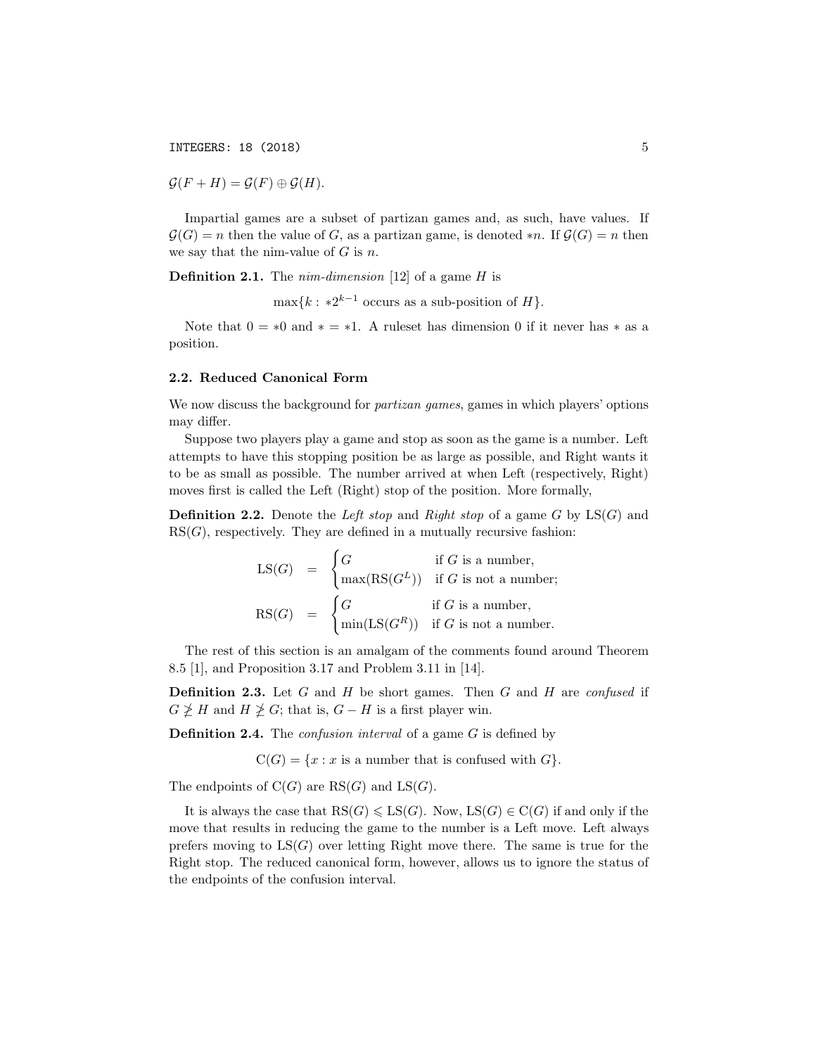$\mathcal{G}(F + H) = \mathcal{G}(F) \oplus \mathcal{G}(H)$.

Impartial games are a subset of partizan games and, as such, have values. If $\mathcal{G}(G) = n$ then the value of $G$, as a partizan game, is denoted $*n$. If $\mathcal{G}(G) = n$ then we say that the nim-value of $G$ is $n$.

**Definition 2.1.** The *nim-dimension* [12] of a game $H$ is

$$\max\{k : *2^{k-1} \text{ occurs as a sub-position of } H\}.$$

Note that $0 = *0$ and $* = *1$. A ruleset has dimension 0 if it never has $*$ as a position.

### 2.2. Reduced Canonical Form

We now discuss the background for *partizan games*, games in which players' options may differ.

Suppose two players play a game and stop as soon as the game is a number. Left attempts to have this stopping position be as large as possible, and Right wants it to be as small as possible. The number arrived at when Left (respectively, Right) moves first is called the Left (Right) stop of the position. More formally,

**Definition 2.2.** Denote the *Left stop* and *Right stop* of a game $G$ by $\mathrm{LS}(G)$ and $\mathrm{RS}(G)$, respectively. They are defined in a mutually recursive fashion:

$$\mathrm{LS}(G) \quad = \quad \begin{cases} G & \text{if } G \text{ is a number,} \\ \max(\mathrm{RS}(G^L)) & \text{if } G \text{ is not a number;} \end{cases}$$

$$\mathrm{RS}(G) \quad = \quad \begin{cases} G & \text{if } G \text{ is a number,} \\ \min(\mathrm{LS}(G^R)) & \text{if } G \text{ is not a number.} \end{cases}$$

The rest of this section is an amalgam of the comments found around Theorem 8.5 [1], and Proposition 3.17 and Problem 3.11 in [14].

**Definition 2.3.** Let $G$ and $H$ be short games. Then $G$ and $H$ are *confused* if $G \not\geqslant H$ and $H \not\geqslant G$; that is, $G - H$ is a first player win.

**Definition 2.4.** The *confusion interval* of a game $G$ is defined by

$$\mathrm{C}(G) = \{x : x \text{ is a number that is confused with } G\}.$$

The endpoints of $\mathrm{C}(G)$ are $\mathrm{RS}(G)$ and $\mathrm{LS}(G)$.

It is always the case that $\mathrm{RS}(G) \leqslant \mathrm{LS}(G)$. Now, $\mathrm{LS}(G) \in \mathrm{C}(G)$ if and only if the move that results in reducing the game to the number is a Left move. Left always prefers moving to $\mathrm{LS}(G)$ over letting Right move there. The same is true for the Right stop. The reduced canonical form, however, allows us to ignore the status of the endpoints of the confusion interval.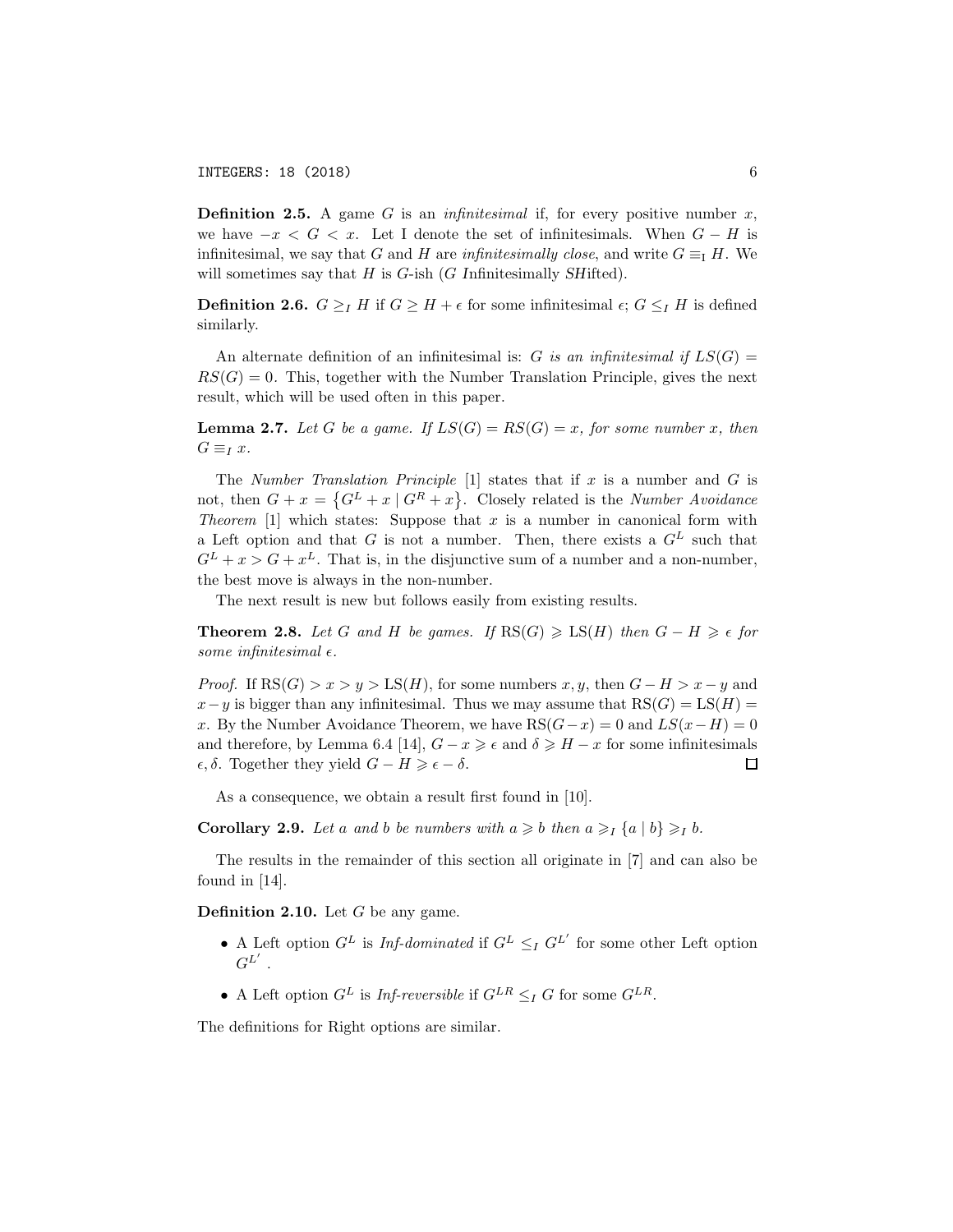**Definition 2.5.** A game $G$ is an *infinitesimal* if, for every positive number $x$, we have $-x < G < x$. Let I denote the set of infinitesimals. When $G - H$ is infinitesimal, we say that $G$ and $H$ are *infinitesimally close*, and write $G \equiv_{\mathrm{I}} H$. We will sometimes say that $H$ is $G$-ish ($G$ *I*nfinitesimally *SH*ifted).

**Definition 2.6.** $G \geq_I H$ if $G \geq H + \epsilon$ for some infinitesimal $\epsilon$; $G \leq_I H$ is defined similarly.

An alternate definition of an infinitesimal is: *$G$ is an infinitesimal if $LS(G) = RS(G) = 0$.* This, together with the Number Translation Principle, gives the next result, which will be used often in this paper.

**Lemma 2.7.** *Let $G$ be a game. If $LS(G) = RS(G) = x$, for some number $x$, then $G \equiv_I x$.*

The *Number Translation Principle* [1] states that if $x$ is a number and $G$ is not, then $G + x = \{G^L + x \mid G^R + x\}$. Closely related is the *Number Avoidance Theorem* [1] which states: Suppose that $x$ is a number in canonical form with a Left option and that $G$ is not a number. Then, there exists a $G^L$ such that $G^L + x > G + x^L$. That is, in the disjunctive sum of a number and a non-number, the best move is always in the non-number.

The next result is new but follows easily from existing results.

**Theorem 2.8.** *Let $G$ and $H$ be games. If $\mathrm{RS}(G) \geqslant \mathrm{LS}(H)$ then $G - H \geqslant \epsilon$ for some infinitesimal $\epsilon$.*

*Proof.* If $\mathrm{RS}(G) > x > y > \mathrm{LS}(H)$, for some numbers $x, y$, then $G - H > x - y$ and $x - y$ is bigger than any infinitesimal. Thus we may assume that $\mathrm{RS}(G) = \mathrm{LS}(H) = x$. By the Number Avoidance Theorem, we have $\mathrm{RS}(G - x) = 0$ and $LS(x - H) = 0$ and therefore, by Lemma 6.4 [14], $G - x \geqslant \epsilon$ and $\delta \geqslant H - x$ for some infinitesimals $\epsilon, \delta$. Together they yield $G - H \geqslant \epsilon - \delta$. $\square$

As a consequence, we obtain a result first found in [10].

**Corollary 2.9.** *Let $a$ and $b$ be numbers with $a \geqslant b$ then $a \geqslant_I \{a \mid b\} \geqslant_I b$.*

The results in the remainder of this section all originate in [7] and can also be found in [14].

**Definition 2.10.** Let $G$ be any game.

- A Left option $G^L$ is *Inf-dominated* if $G^L \leq_I G^{L'}$ for some other Left option $G^{L'}$.
- A Left option $G^L$ is *Inf-reversible* if $G^{LR} \leq_I G$ for some $G^{LR}$.

The definitions for Right options are similar.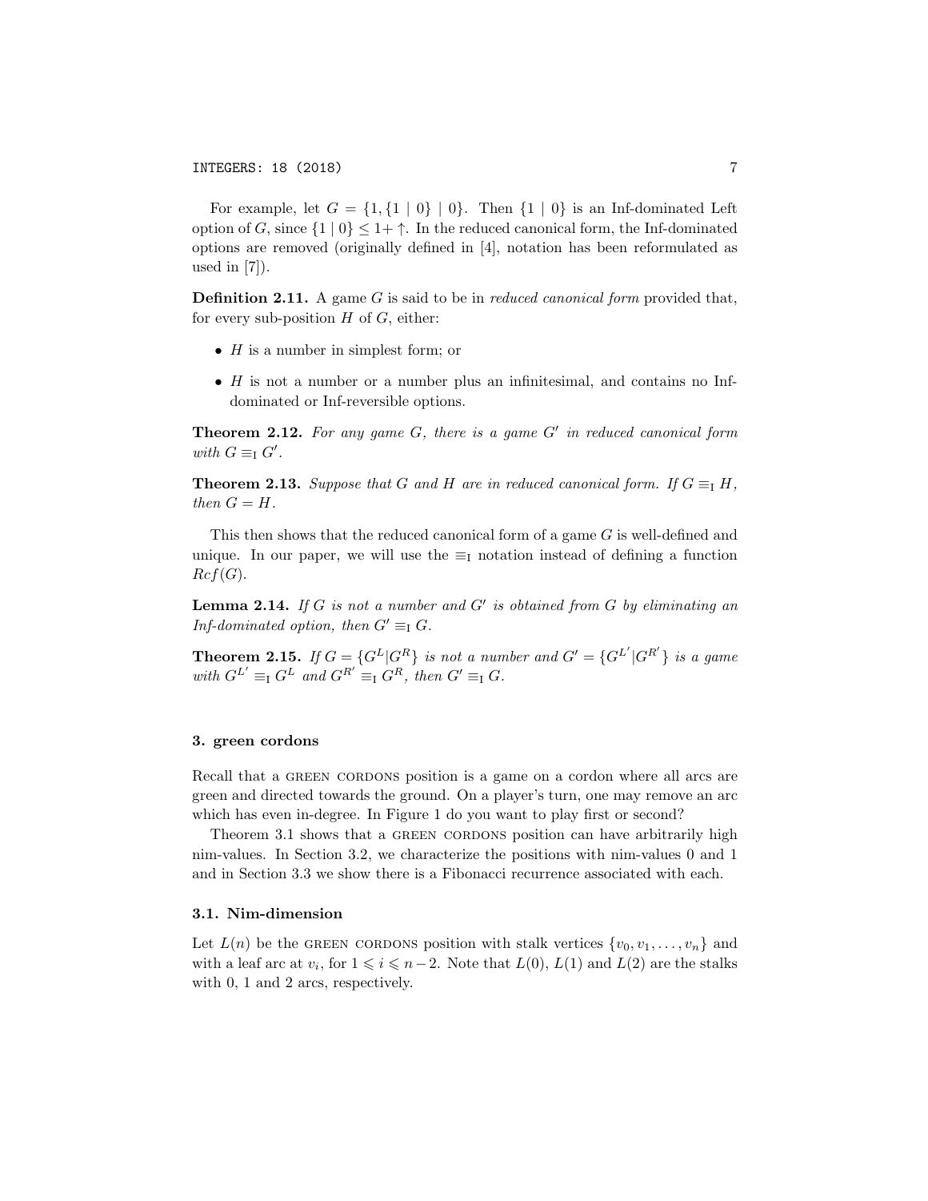For example, let $G = \{1, \{1 \mid 0\} \mid 0\}$. Then $\{1 \mid 0\}$ is an Inf-dominated Left option of $G$, since $\{1 \mid 0\} \leq 1{+}\uparrow$. In the reduced canonical form, the Inf-dominated options are removed (originally defined in [4], notation has been reformulated as used in [7]).

**Definition 2.11.** A game $G$ is said to be in *reduced canonical form* provided that, for every sub-position $H$ of $G$, either:

- $H$ is a number in simplest form; or
- $H$ is not a number or a number plus an infinitesimal, and contains no Inf-dominated or Inf-reversible options.

**Theorem 2.12.** *For any game $G$, there is a game $G'$ in reduced canonical form with $G \equiv_{\mathrm{I}} G'$.*

**Theorem 2.13.** *Suppose that $G$ and $H$ are in reduced canonical form. If $G \equiv_{\mathrm{I}} H$, then $G = H$.*

This then shows that the reduced canonical form of a game $G$ is well-defined and unique. In our paper, we will use the $\equiv_{\mathrm{I}}$ notation instead of defining a function $Rcf(G)$.

**Lemma 2.14.** *If $G$ is not a number and $G'$ is obtained from $G$ by eliminating an Inf-dominated option, then $G' \equiv_{\mathrm{I}} G$.*

**Theorem 2.15.** *If $G = \{G^L|G^R\}$ is not a number and $G' = \{G^{L'}|G^{R'}\}$ is a game with $G^{L'} \equiv_{\mathrm{I}} G^L$ and $G^{R'} \equiv_{\mathrm{I}} G^R$, then $G' \equiv_{\mathrm{I}} G$.*

## 3. green cordons

Recall that a GREEN CORDONS position is a game on a cordon where all arcs are green and directed towards the ground. On a player's turn, one may remove an arc which has even in-degree. In Figure 1 do you want to play first or second?

Theorem 3.1 shows that a GREEN CORDONS position can have arbitrarily high nim-values. In Section 3.2, we characterize the positions with nim-values 0 and 1 and in Section 3.3 we show there is a Fibonacci recurrence associated with each.

### 3.1. Nim-dimension

Let $L(n)$ be the GREEN CORDONS position with stalk vertices $\{v_0, v_1, \ldots, v_n\}$ and with a leaf arc at $v_i$, for $1 \leqslant i \leqslant n-2$. Note that $L(0)$, $L(1)$ and $L(2)$ are the stalks with 0, 1 and 2 arcs, respectively.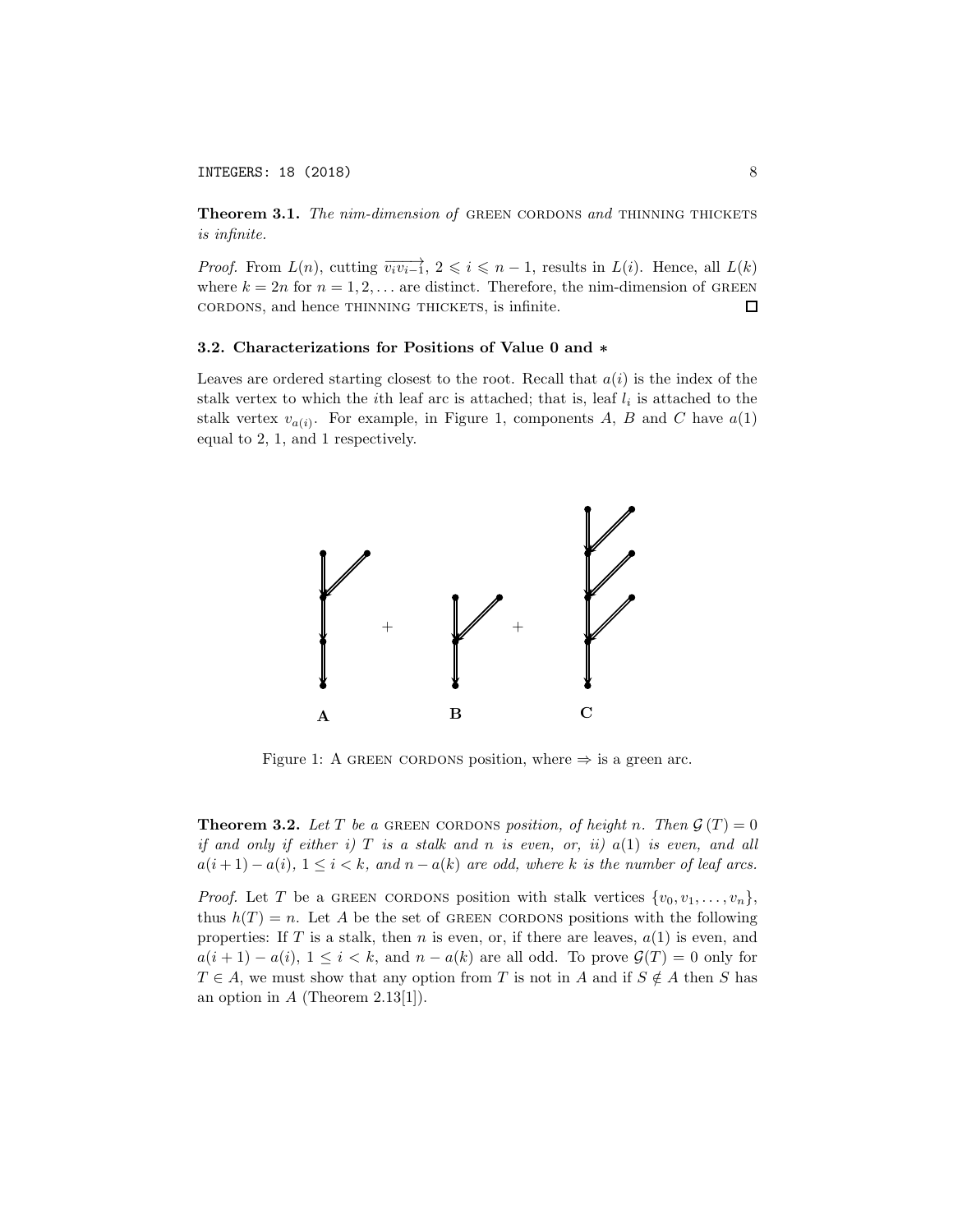**Theorem 3.1.** *The nim-dimension of* GREEN CORDONS *and* THINNING THICKETS *is infinite.*

*Proof.* From $L(n)$, cutting $\overrightarrow{v_i v_{i-1}}$, $2 \leqslant i \leqslant n-1$, results in $L(i)$. Hence, all $L(k)$ where $k = 2n$ for $n = 1, 2, \ldots$ are distinct. Therefore, the nim-dimension of GREEN CORDONS, and hence THINNING THICKETS, is infinite. □

### 3.2. Characterizations for Positions of Value 0 and $*$

Leaves are ordered starting closest to the root. Recall that $a(i)$ is the index of the stalk vertex to which the $i$th leaf arc is attached; that is, leaf $l_i$ is attached to the stalk vertex $v_{a(i)}$. For example, in Figure 1, components $A$, $B$ and $C$ have $a(1)$ equal to 2, 1, and 1 respectively.

Figure 1: A GREEN CORDONS position, where $\Rightarrow$ is a green arc.

**Theorem 3.2.** *Let $T$ be a* GREEN CORDONS *position, of height $n$. Then $\mathcal{G}(T) = 0$ if and only if either i) $T$ is a stalk and $n$ is even, or, ii) $a(1)$ is even, and all $a(i+1) - a(i)$, $1 \leq i < k$, and $n - a(k)$ are odd, where $k$ is the number of leaf arcs.*

*Proof.* Let $T$ be a GREEN CORDONS position with stalk vertices $\{v_0, v_1, \ldots, v_n\}$, thus $h(T) = n$. Let $A$ be the set of GREEN CORDONS positions with the following properties: If $T$ is a stalk, then $n$ is even, or, if there are leaves, $a(1)$ is even, and $a(i+1) - a(i)$, $1 \leq i < k$, and $n - a(k)$ are all odd. To prove $\mathcal{G}(T) = 0$ only for $T \in A$, we must show that any option from $T$ is not in $A$ and if $S \notin A$ then $S$ has an option in $A$ (Theorem 2.13[1]).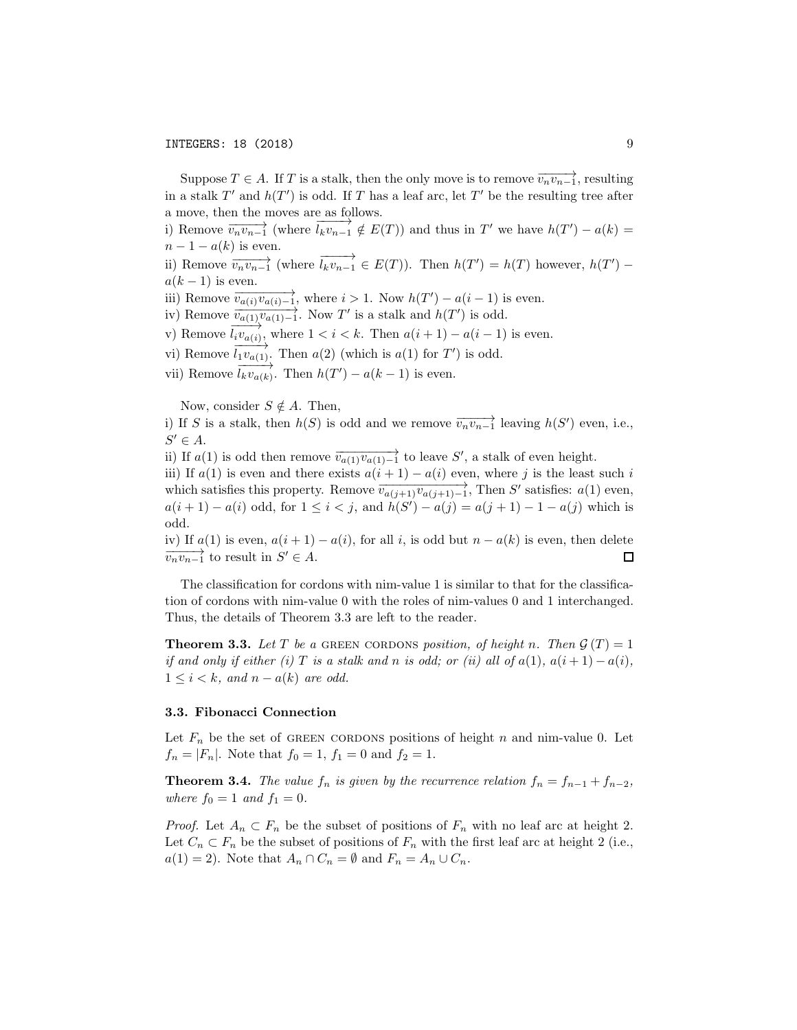Suppose $T \in A$. If $T$ is a stalk, then the only move is to remove $\overrightarrow{v_n v_{n-1}}$, resulting in a stalk $T'$ and $h(T')$ is odd. If $T$ has a leaf arc, let $T'$ be the resulting tree after a move, then the moves are as follows.

i) Remove $\overrightarrow{v_n v_{n-1}}$ (where $\overrightarrow{l_k v_{n-1}} \notin E(T)$) and thus in $T'$ we have $h(T') - a(k) = n - 1 - a(k)$ is even.

ii) Remove $\overrightarrow{v_n v_{n-1}}$ (where $\overrightarrow{l_k v_{n-1}} \in E(T)$). Then $h(T') = h(T)$ however, $h(T') - a(k-1)$ is even.

iii) Remove $\overrightarrow{v_{a(i)} v_{a(i)-1}}$, where $i > 1$. Now $h(T') - a(i-1)$ is even.

iv) Remove $\overrightarrow{v_{a(1)} v_{a(1)-1}}$. Now $T'$ is a stalk and $h(T')$ is odd.

v) Remove $\overrightarrow{l_i v_{a(i)}}$, where $1 < i < k$. Then $a(i+1) - a(i-1)$ is even.

vi) Remove $\overrightarrow{l_1 v_{a(1)}}$. Then $a(2)$ (which is $a(1)$ for $T'$) is odd.

vii) Remove $\overrightarrow{l_k v_{a(k)}}$. Then $h(T') - a(k-1)$ is even.

Now, consider $S \notin A$. Then,

i) If $S$ is a stalk, then $h(S)$ is odd and we remove $\overrightarrow{v_n v_{n-1}}$ leaving $h(S')$ even, i.e., $S' \in A$.

ii) If $a(1)$ is odd then remove $\overrightarrow{v_{a(1)} v_{a(1)-1}}$ to leave $S'$, a stalk of even height.

iii) If $a(1)$ is even and there exists $a(i+1) - a(i)$ even, where $j$ is the least such $i$ which satisfies this property. Remove $\overrightarrow{v_{a(j+1)} v_{a(j+1)-1}}$, Then $S'$ satisfies: $a(1)$ even, $a(i+1) - a(i)$ odd, for $1 \leq i < j$, and $h(S') - a(j) = a(j+1) - 1 - a(j)$ which is odd.

iv) If $a(1)$ is even, $a(i+1) - a(i)$, for all $i$, is odd but $n - a(k)$ is even, then delete $\overrightarrow{v_n v_{n-1}}$ to result in $S' \in A$. □

The classification for cordons with nim-value 1 is similar to that for the classification of cordons with nim-value 0 with the roles of nim-values 0 and 1 interchanged. Thus, the details of Theorem 3.3 are left to the reader.

**Theorem 3.3.** *Let $T$ be a* GREEN CORDONS *position, of height $n$. Then $\mathcal{G}(T) = 1$ if and only if either (i) $T$ is a stalk and $n$ is odd; or (ii) all of $a(1)$, $a(i+1) - a(i)$, $1 \leq i < k$, and $n - a(k)$ are odd.*

### 3.3. Fibonacci Connection

Let $F_n$ be the set of GREEN CORDONS positions of height $n$ and nim-value 0. Let $f_n = |F_n|$. Note that $f_0 = 1$, $f_1 = 0$ and $f_2 = 1$.

**Theorem 3.4.** *The value $f_n$ is given by the recurrence relation $f_n = f_{n-1} + f_{n-2}$, where $f_0 = 1$ and $f_1 = 0$.*

*Proof.* Let $A_n \subset F_n$ be the subset of positions of $F_n$ with no leaf arc at height 2. Let $C_n \subset F_n$ be the subset of positions of $F_n$ with the first leaf arc at height 2 (i.e., $a(1) = 2$). Note that $A_n \cap C_n = \emptyset$ and $F_n = A_n \cup C_n$.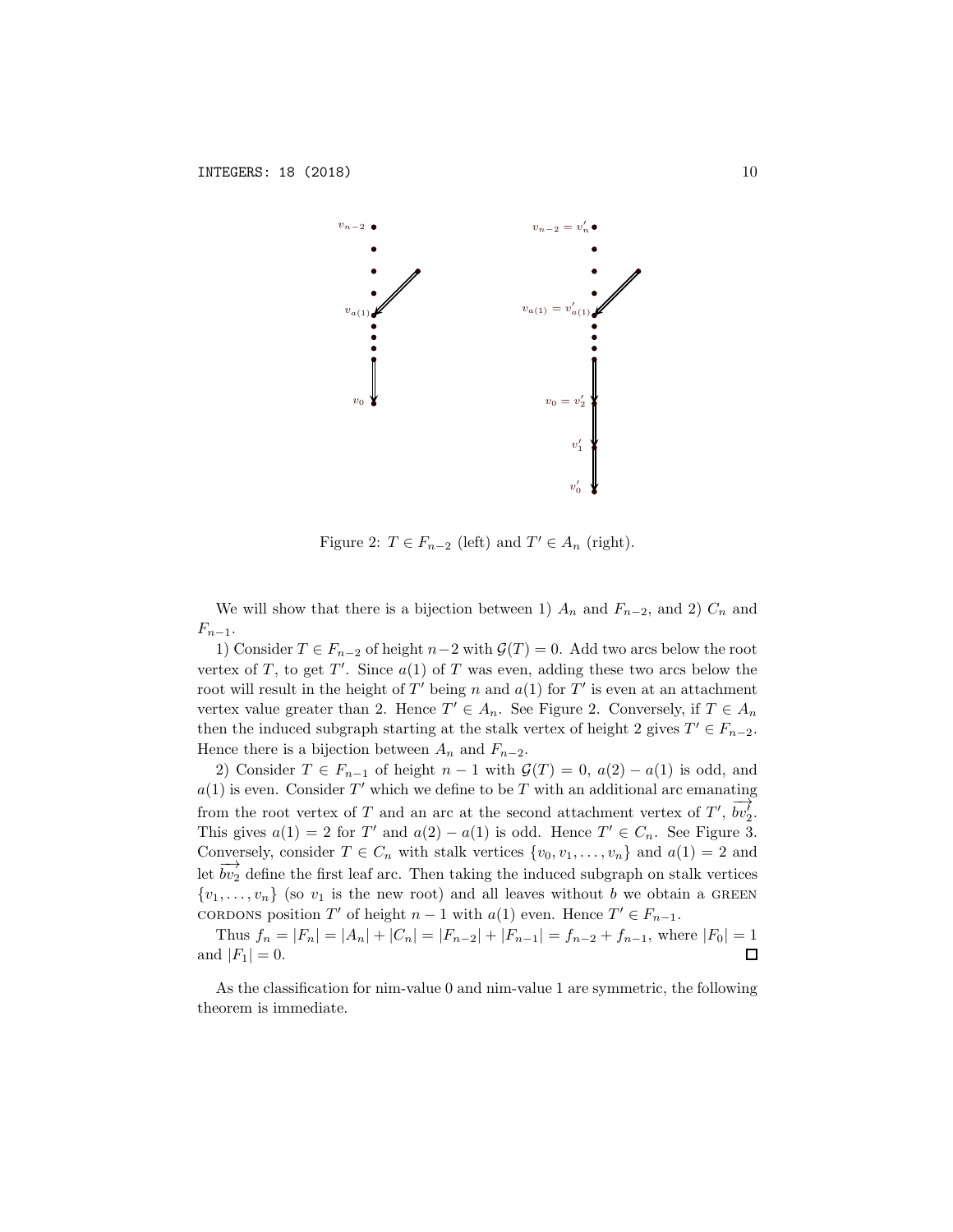Figure 2: $T \in F_{n-2}$ (left) and $T' \in A_n$ (right).

We will show that there is a bijection between 1) $A_n$ and $F_{n-2}$, and 2) $C_n$ and $F_{n-1}$.

1) Consider $T \in F_{n-2}$ of height $n-2$ with $\mathcal{G}(T) = 0$. Add two arcs below the root vertex of $T$, to get $T'$. Since $a(1)$ of $T$ was even, adding these two arcs below the root will result in the height of $T'$ being $n$ and $a(1)$ for $T'$ is even at an attachment vertex value greater than 2. Hence $T' \in A_n$. See Figure 2. Conversely, if $T \in A_n$ then the induced subgraph starting at the stalk vertex of height 2 gives $T' \in F_{n-2}$. Hence there is a bijection between $A_n$ and $F_{n-2}$.

2) Consider $T \in F_{n-1}$ of height $n-1$ with $\mathcal{G}(T) = 0$, $a(2) - a(1)$ is odd, and $a(1)$ is even. Consider $T'$ which we define to be $T$ with an additional arc emanating from the root vertex of $T$ and an arc at the second attachment vertex of $T'$, $\overrightarrow{bv_2^f}$. This gives $a(1) = 2$ for $T'$ and $a(2) - a(1)$ is odd. Hence $T' \in C_n$. See Figure 3. Conversely, consider $T \in C_n$ with stalk vertices $\{v_0, v_1, \ldots, v_n\}$ and $a(1) = 2$ and let $\overrightarrow{bv_2}$ define the first leaf arc. Then taking the induced subgraph on stalk vertices $\{v_1, \ldots, v_n\}$ (so $v_1$ is the new root) and all leaves without $b$ we obtain a GREEN CORDONS position $T'$ of height $n-1$ with $a(1)$ even. Hence $T' \in F_{n-1}$.

Thus $f_n = |F_n| = |A_n| + |C_n| = |F_{n-2}| + |F_{n-1}| = f_{n-2} + f_{n-1}$, where $|F_0| = 1$ and $|F_1| = 0$. □

As the classification for nim-value 0 and nim-value 1 are symmetric, the following theorem is immediate.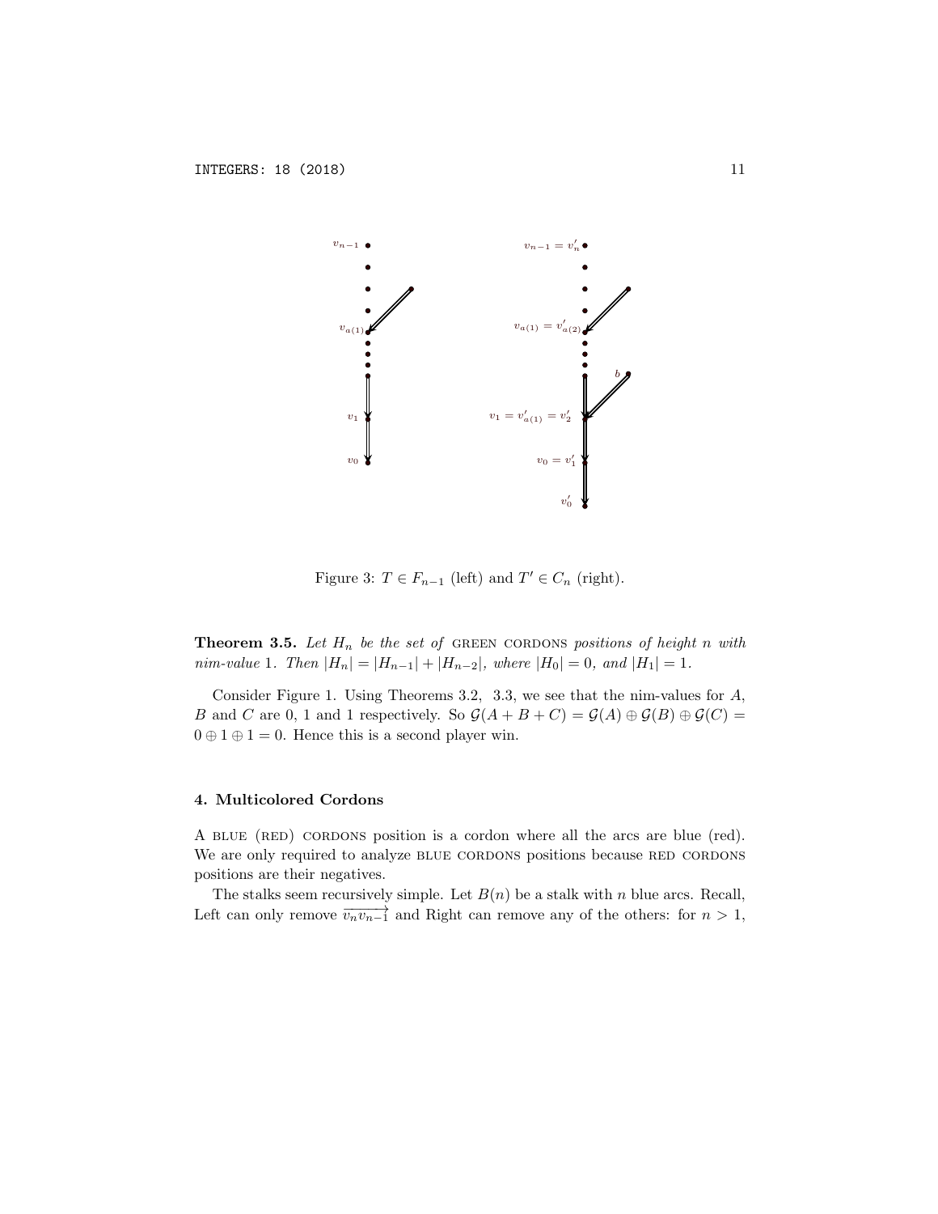Figure 3: $T \in F_{n-1}$ (left) and $T' \in C_n$ (right).

**Theorem 3.5.** *Let $H_n$ be the set of* GREEN CORDONS *positions of height $n$ with nim-value 1. Then $|H_n| = |H_{n-1}| + |H_{n-2}|$, where $|H_0| = 0$, and $|H_1| = 1$.*

Consider Figure 1. Using Theorems 3.2, 3.3, we see that the nim-values for $A$, $B$ and $C$ are 0, 1 and 1 respectively. So $\mathcal{G}(A + B + C) = \mathcal{G}(A) \oplus \mathcal{G}(B) \oplus \mathcal{G}(C) = 0 \oplus 1 \oplus 1 = 0$. Hence this is a second player win.

## 4. Multicolored Cordons

A BLUE (RED) CORDONS position is a cordon where all the arcs are blue (red). We are only required to analyze BLUE CORDONS positions because RED CORDONS positions are their negatives.

The stalks seem recursively simple. Let $B(n)$ be a stalk with $n$ blue arcs. Recall, Left can only remove $\overrightarrow{v_n v_{n-1}}$ and Right can remove any of the others: for $n > 1$,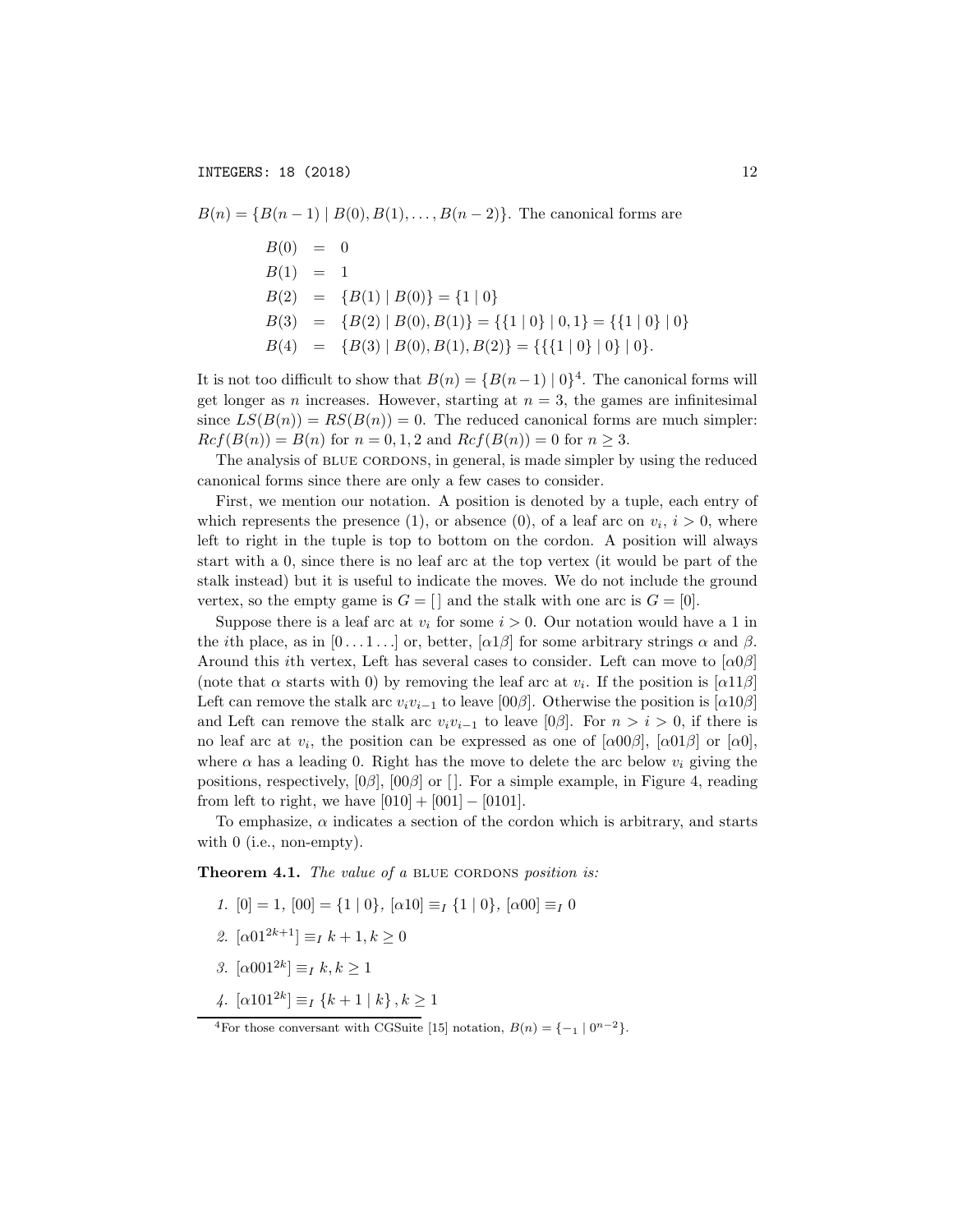$B(n) = \{B(n-1) \mid B(0), B(1), \ldots, B(n-2)\}$. The canonical forms are

$$
\begin{aligned}
B(0) &= 0 \\
B(1) &= 1 \\
B(2) &= \{B(1) \mid B(0)\} = \{1 \mid 0\} \\
B(3) &= \{B(2) \mid B(0), B(1)\} = \{\{1 \mid 0\} \mid 0, 1\} = \{\{1 \mid 0\} \mid 0\} \\
B(4) &= \{B(3) \mid B(0), B(1), B(2)\} = \{\{\{1 \mid 0\} \mid 0\} \mid 0\}.
\end{aligned}
$$

It is not too difficult to show that $B(n) = \{B(n-1) \mid 0\}$[4]. The canonical forms will get longer as $n$ increases. However, starting at $n = 3$, the games are infinitesimal since $LS(B(n)) = RS(B(n)) = 0$. The reduced canonical forms are much simpler: $Rcf(B(n)) = B(n)$ for $n = 0, 1, 2$ and $Rcf(B(n)) = 0$ for $n \geq 3$.

The analysis of BLUE CORDONS, in general, is made simpler by using the reduced canonical forms since there are only a few cases to consider.

First, we mention our notation. A position is denoted by a tuple, each entry of which represents the presence (1), or absence (0), of a leaf arc on $v_i$, $i > 0$, where left to right in the tuple is top to bottom on the cordon. A position will always start with a 0, since there is no leaf arc at the top vertex (it would be part of the stalk instead) but it is useful to indicate the moves. We do not include the ground vertex, so the empty game is $G = [\,]$ and the stalk with one arc is $G = [0]$.

Suppose there is a leaf arc at $v_i$ for some $i > 0$. Our notation would have a 1 in the $i$th place, as in $[0 \ldots 1 \ldots]$ or, better, $[\alpha 1 \beta]$ for some arbitrary strings $\alpha$ and $\beta$. Around this $i$th vertex, Left has several cases to consider. Left can move to $[\alpha 0 \beta]$ (note that $\alpha$ starts with 0) by removing the leaf arc at $v_i$. If the position is $[\alpha 11 \beta]$ Left can remove the stalk arc $v_i v_{i-1}$ to leave $[00\beta]$. Otherwise the position is $[\alpha 10 \beta]$ and Left can remove the stalk arc $v_i v_{i-1}$ to leave $[0\beta]$. For $n > i > 0$, if there is no leaf arc at $v_i$, the position can be expressed as one of $[\alpha 00 \beta]$, $[\alpha 01 \beta]$ or $[\alpha 0]$, where $\alpha$ has a leading 0. Right has the move to delete the arc below $v_i$ giving the positions, respectively, $[0\beta]$, $[00\beta]$ or $[\,]$. For a simple example, in Figure 4, reading from left to right, we have $[010] + [001] - [0101]$.

To emphasize, $\alpha$ indicates a section of the cordon which is arbitrary, and starts with 0 (i.e., non-empty).

**Theorem 4.1.** *The value of a* BLUE CORDONS *position is:*

1. $[0] = 1$, $[00] = \{1 \mid 0\}$, $[\alpha 10] \equiv_I \{1 \mid 0\}$, $[\alpha 00] \equiv_I 0$
2. $[\alpha 01^{2k+1}] \equiv_I k + 1, k \geq 0$
3. $[\alpha 001^{2k}] \equiv_I k, k \geq 1$
4. $[\alpha 101^{2k}] \equiv_I \{k + 1 \mid k\}, k \geq 1$

[4] For those conversant with CGSuite [15] notation, $B(n) = \{-_1 \mid 0^{n-2}\}$.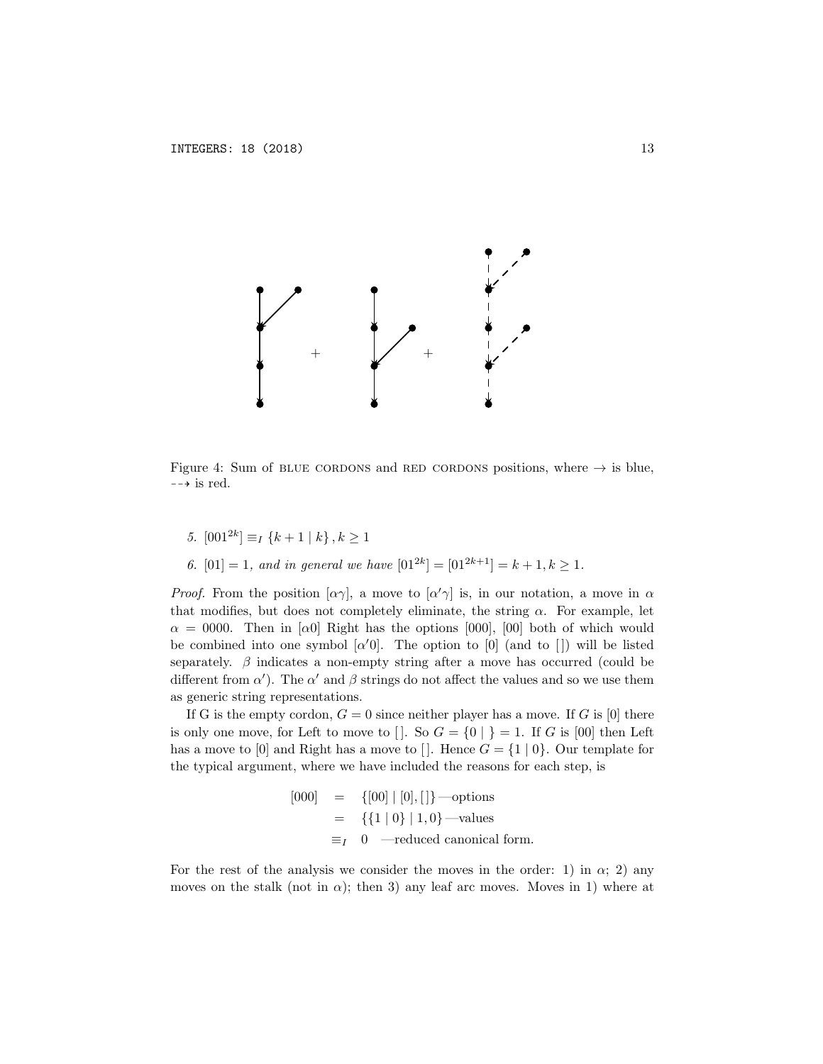Figure 4: Sum of BLUE CORDONS and RED CORDONS positions, where $\rightarrow$ is blue, $\dashrightarrow$ is red.

5. $[001^{2k}] \equiv_I \{k+1 \mid k\}, k \geq 1$
6. $[01] = 1$, *and in general we have* $[01^{2k}] = [01^{2k+1}] = k+1, k \geq 1$.

*Proof.* From the position $[\alpha\gamma]$, a move to $[\alpha'\gamma]$ is, in our notation, a move in $\alpha$ that modifies, but does not completely eliminate, the string $\alpha$. For example, let $\alpha = 0000$. Then in $[\alpha 0]$ Right has the options $[000]$, $[00]$ both of which would be combined into one symbol $[\alpha' 0]$. The option to $[0]$ (and to $[\,]$) will be listed separately. $\beta$ indicates a non-empty string after a move has occurred (could be different from $\alpha'$). The $\alpha'$ and $\beta$ strings do not affect the values and so we use them as generic string representations.

If G is the empty cordon, $G = 0$ since neither player has a move. If $G$ is $[0]$ there is only one move, for Left to move to $[\,]$. So $G = \{0 \mid \,\} = 1$. If $G$ is $[00]$ then Left has a move to $[0]$ and Right has a move to $[\,]$. Hence $G = \{1 \mid 0\}$. Our template for the typical argument, where we have included the reasons for each step, is

$$\begin{aligned} [000] &= \{[00] \mid [0], [\,]\} \text{—options} \\ &= \{\{1 \mid 0\} \mid 1, 0\} \text{—values} \\ &\equiv_I 0 \quad \text{—reduced canonical form.} \end{aligned}$$

For the rest of the analysis we consider the moves in the order: 1) in $\alpha$; 2) any moves on the stalk (not in $\alpha$); then 3) any leaf arc moves. Moves in 1) where at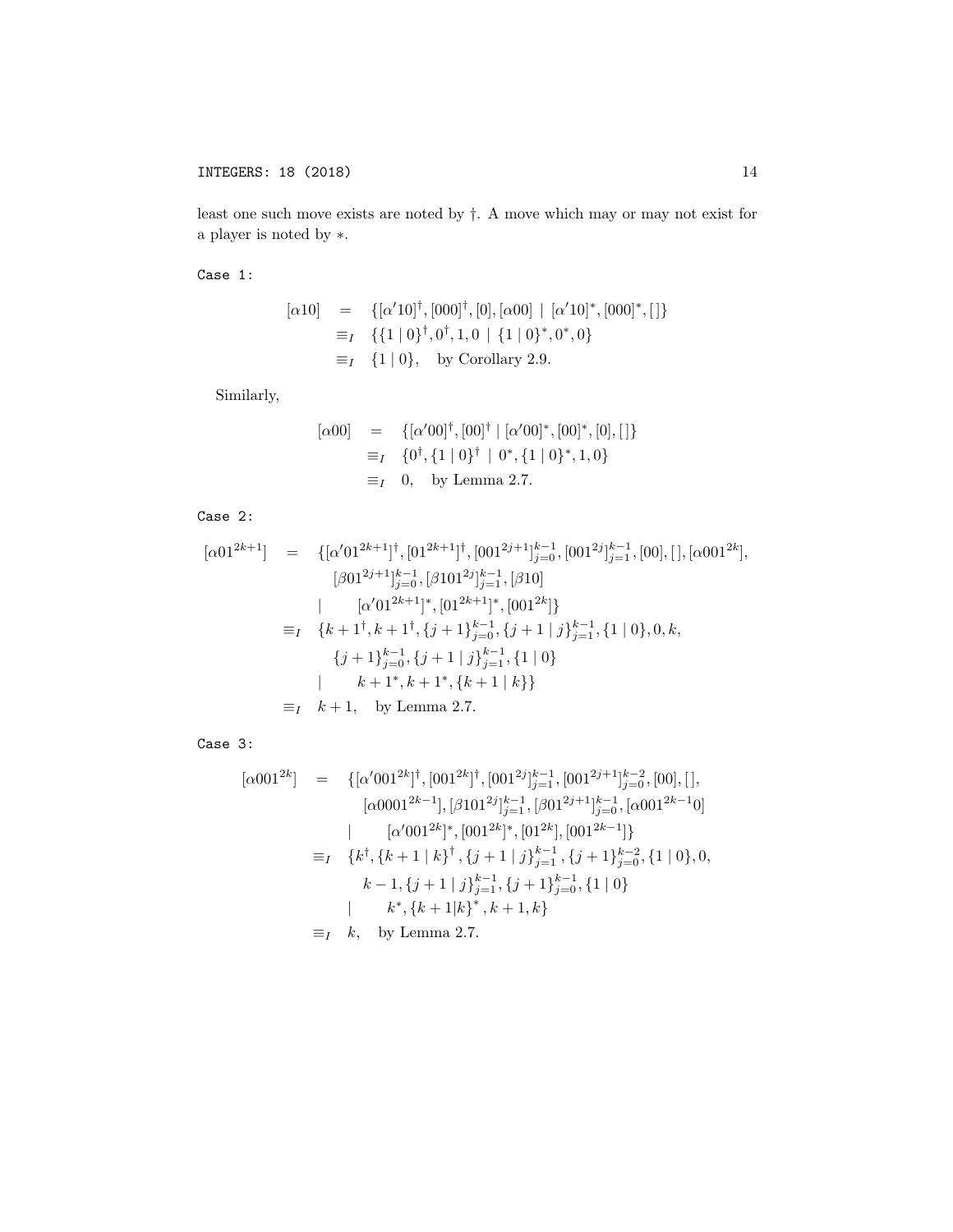least one such move exists are noted by †. A move which may or may not exist for a player is noted by ∗.

`Case 1:`

$$
\begin{aligned}
[\alpha 10] &= \{[\alpha' 10]^{\dagger}, [000]^{\dagger}, [0], [\alpha 00] \mid [\alpha' 10]^{*}, [000]^{*}, [\,]\} \\
&\equiv_I \{\{1 \mid 0\}^{\dagger}, 0^{\dagger}, 1, 0 \mid \{1 \mid 0\}^{*}, 0^{*}, 0\} \\
&\equiv_I \{1 \mid 0\}, \quad \text{by Corollary 2.9.}
\end{aligned}
$$

Similarly,

$$
\begin{aligned}
[\alpha 00] &= \{[\alpha' 00]^{\dagger}, [00]^{\dagger} \mid [\alpha' 00]^{*}, [00]^{*}, [0], [\,]\} \\
&\equiv_I \{0^{\dagger}, \{1 \mid 0\}^{\dagger} \mid 0^{*}, \{1 \mid 0\}^{*}, 1, 0\} \\
&\equiv_I 0, \quad \text{by Lemma 2.7.}
\end{aligned}
$$

`Case 2:`

$$
\begin{aligned}
[\alpha 01^{2k+1}] &= \{[\alpha' 01^{2k+1}]^{\dagger}, [01^{2k+1}]^{\dagger}, [001^{2j+1}]_{j=0}^{k-1}, [001^{2j}]_{j=1}^{k-1}, [00], [\,], [\alpha 001^{2k}], \\
&\qquad [\beta 01^{2j+1}]_{j=0}^{k-1}, [\beta 101^{2j}]_{j=1}^{k-1}, [\beta 10] \\
&\qquad \mid \quad [\alpha' 01^{2k+1}]^{*}, [01^{2k+1}]^{*}, [001^{2k}]\} \\
&\equiv_I \{k+1^{\dagger}, k+1^{\dagger}, \{j+1\}_{j=0}^{k-1}, \{j+1 \mid j\}_{j=1}^{k-1}, \{1 \mid 0\}, 0, k, \\
&\qquad \{j+1\}_{j=0}^{k-1}, \{j+1 \mid j\}_{j=1}^{k-1}, \{1 \mid 0\} \\
&\qquad \mid \quad k+1^{*}, k+1^{*}, \{k+1 \mid k\}\} \\
&\equiv_I k+1, \quad \text{by Lemma 2.7.}
\end{aligned}
$$

`Case 3:`

$$
\begin{aligned}
[\alpha 001^{2k}] &= \{[\alpha' 001^{2k}]^{\dagger}, [001^{2k}]^{\dagger}, [001^{2j}]_{j=1}^{k-1}, [001^{2j+1}]_{j=0}^{k-2}, [00], [\,], \\
&\qquad [\alpha 0001^{2k-1}], [\beta 101^{2j}]_{j=1}^{k-1}, [\beta 01^{2j+1}]_{j=0}^{k-1}, [\alpha 001^{2k-1}0] \\
&\qquad \mid \quad [\alpha' 001^{2k}]^{*}, [001^{2k}]^{*}, [01^{2k}], [001^{2k-1}]\} \\
&\equiv_I \{k^{\dagger}, \{k+1 \mid k\}^{\dagger}, \{j+1 \mid j\}_{j=1}^{k-1}, \{j+1\}_{j=0}^{k-2}, \{1 \mid 0\}, 0, \\
&\qquad k-1, \{j+1 \mid j\}_{j=1}^{k-1}, \{j+1\}_{j=0}^{k-1}, \{1 \mid 0\} \\
&\qquad \mid \quad k^{*}, \{k+1 \mid k\}^{*}, k+1, k\} \\
&\equiv_I k, \quad \text{by Lemma 2.7.}
\end{aligned}
$$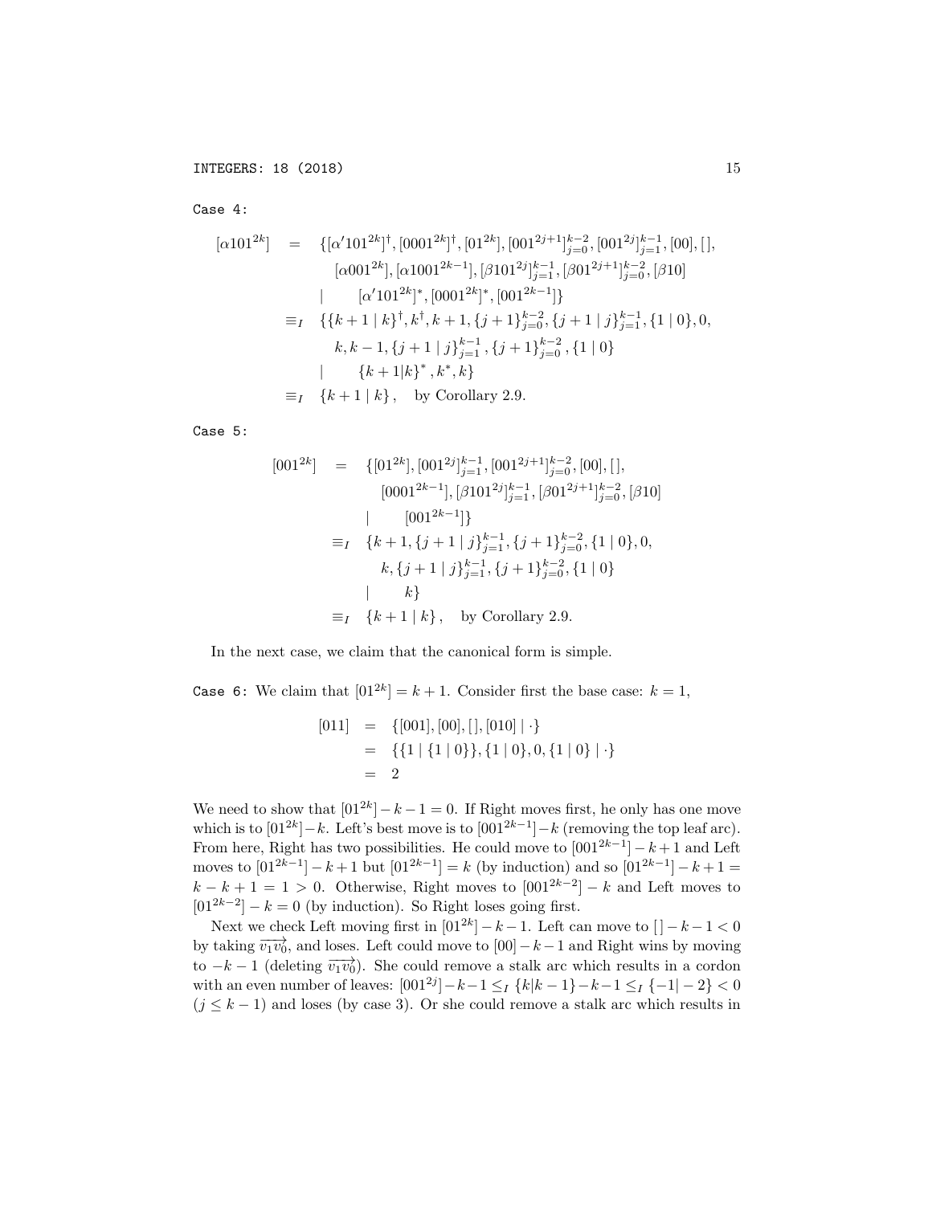Case 4:

$$
\begin{aligned}
[\alpha 101^{2k}] \quad &= \quad \{[\alpha' 101^{2k}]^{\dagger}, [0001^{2k}]^{\dagger}, [01^{2k}], [001^{2j+1}]_{j=0}^{k-2}, [001^{2j}]_{j=1}^{k-1}, [00], [\,], \\
&\qquad [\alpha 001^{2k}], [\alpha 1001^{2k-1}], [\beta 101^{2j}]_{j=1}^{k-1}, [\beta 01^{2j+1}]_{j=0}^{k-2}, [\beta 10] \\
&\qquad | \qquad [\alpha' 101^{2k}]^{*}, [0001^{2k}]^{*}, [001^{2k-1}]\} \\
&\equiv_I \quad \{\{k+1 \mid k\}^{\dagger}, k^{\dagger}, k+1, \{j+1\}_{j=0}^{k-2}, \{j+1 \mid j\}_{j=1}^{k-1}, \{1 \mid 0\}, 0, \\
&\qquad k, k-1, \{j+1 \mid j\}_{j=1}^{k-1}, \{j+1\}_{j=0}^{k-2}, \{1 \mid 0\} \\
&\qquad | \qquad \{k+1|k\}^{*}, k^{*}, k\} \\
&\equiv_I \quad \{k+1 \mid k\}, \quad \text{by Corollary 2.9.}
\end{aligned}
$$

Case 5:

$$
\begin{aligned}
[001^{2k}] \quad &= \quad \{[01^{2k}], [001^{2j}]_{j=1}^{k-1}, [001^{2j+1}]_{j=0}^{k-2}, [00], [\,], \\
&\qquad [0001^{2k-1}], [\beta 101^{2j}]_{j=1}^{k-1}, [\beta 01^{2j+1}]_{j=0}^{k-2}, [\beta 10] \\
&\qquad | \qquad [001^{2k-1}]\} \\
&\equiv_I \quad \{k+1, \{j+1 \mid j\}_{j=1}^{k-1}, \{j+1\}_{j=0}^{k-2}, \{1 \mid 0\}, 0, \\
&\qquad k, \{j+1 \mid j\}_{j=1}^{k-1}, \{j+1\}_{j=0}^{k-2}, \{1 \mid 0\} \\
&\qquad | \qquad k\} \\
&\equiv_I \quad \{k+1 \mid k\}, \quad \text{by Corollary 2.9.}
\end{aligned}
$$

In the next case, we claim that the canonical form is simple.

Case 6: We claim that $[01^{2k}] = k+1$. Consider first the base case: $k = 1$,

$$
\begin{aligned}
[011] \quad &= \quad \{[001], [00], [\,], [010] \mid \cdot\} \\
&= \quad \{\{1 \mid \{1 \mid 0\}\}, \{1 \mid 0\}, 0, \{1 \mid 0\} \mid \cdot\} \\
&= \quad 2
\end{aligned}
$$

We need to show that $[01^{2k}] - k - 1 = 0$. If Right moves first, he only has one move which is to $[01^{2k}] - k$. Left's best move is to $[001^{2k-1}] - k$ (removing the top leaf arc). From here, Right has two possibilities. He could move to $[001^{2k-1}] - k + 1$ and Left moves to $[01^{2k-1}] - k + 1$ but $[01^{2k-1}] = k$ (by induction) and so $[01^{2k-1}] - k + 1 = k - k + 1 = 1 > 0$. Otherwise, Right moves to $[001^{2k-2}] - k$ and Left moves to $[01^{2k-2}] - k = 0$ (by induction). So Right loses going first.

Next we check Left moving first in $[01^{2k}] - k - 1$. Left can move to $[\,] - k - 1 < 0$ by taking $\overrightarrow{v_1 v_0}$, and loses. Left could move to $[00] - k - 1$ and Right wins by moving to $-k - 1$ (deleting $\overrightarrow{v_1 v_0}$). She could remove a stalk arc which results in a cordon with an even number of leaves: $[001^{2j}] - k - 1 \leq_I \{k|k-1\} - k - 1 \leq_I \{-1| - 2\} < 0$ ($j \leq k - 1$) and loses (by case 3). Or she could remove a stalk arc which results in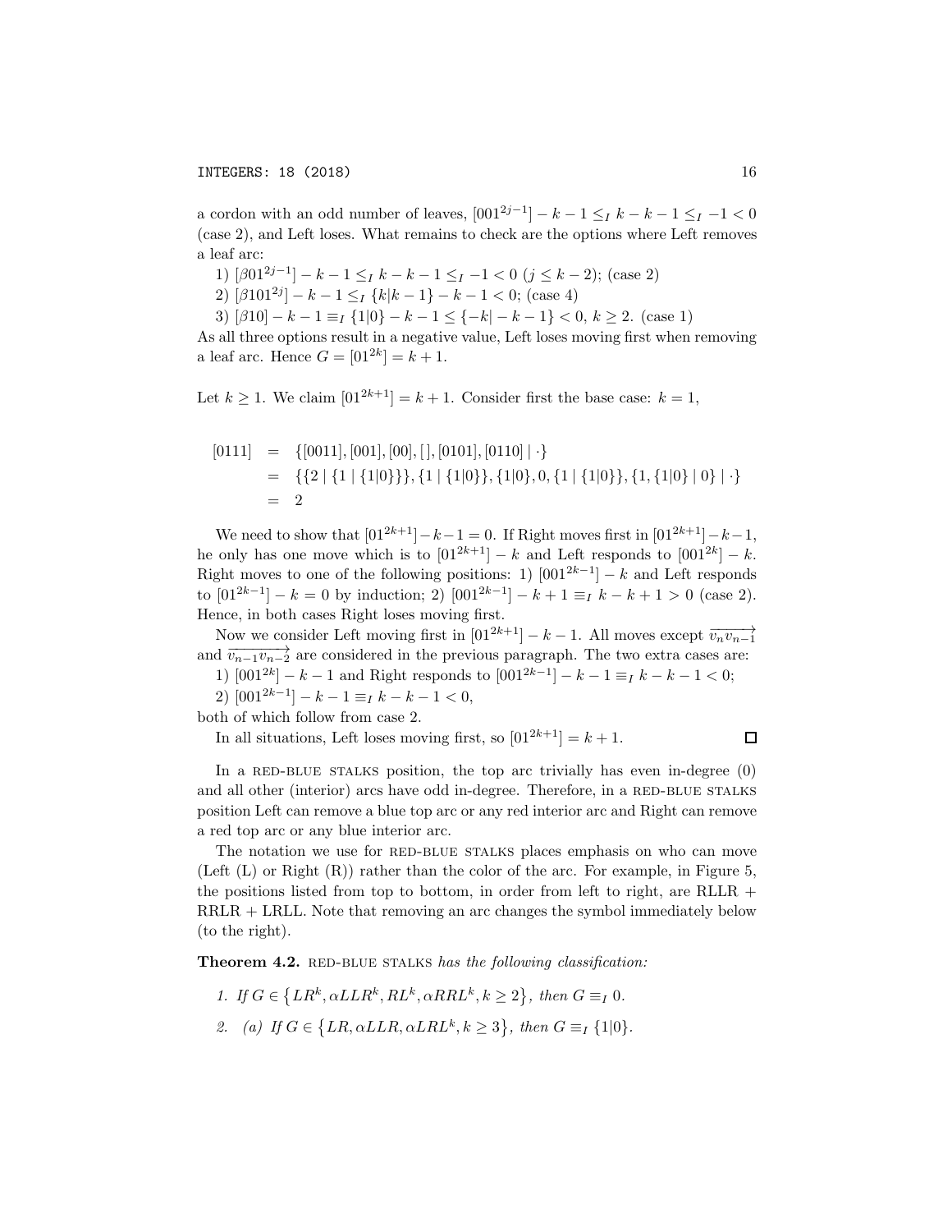a cordon with an odd number of leaves, $[001^{2j-1}] - k - 1 \leq_I k - k - 1 \leq_I -1 < 0$ (case 2), and Left loses. What remains to check are the options where Left removes a leaf arc:

1) $[\beta 01^{2j-1}] - k - 1 \leq_I k - k - 1 \leq_I -1 < 0$ $(j \leq k-2)$; (case 2)

2) $[\beta 101^{2j}] - k - 1 \leq_I \{k|k-1\} - k - 1 < 0$; (case 4)

3) $[\beta 10] - k - 1 \equiv_I \{1|0\} - k - 1 \leq \{-k| - k - 1\} < 0$, $k \geq 2$. (case 1)

As all three options result in a negative value, Left loses moving first when removing a leaf arc. Hence $G = [01^{2k}] = k + 1$.

Let $k \geq 1$. We claim $[01^{2k+1}] = k + 1$. Consider first the base case: $k = 1$,

$$\begin{aligned}
[0111] &= \{[0011], [001], [00], [\,], [0101], [0110] \mid \cdot\} \\
&= \{\{2 \mid \{1 \mid \{1|0\}\}\}, \{1 \mid \{1|0\}\}, \{1|0\}, 0, \{1 \mid \{1|0\}\}, \{1, \{1|0\} \mid 0\} \mid \cdot\} \\
&= 2
\end{aligned}$$

We need to show that $[01^{2k+1}] - k - 1 = 0$. If Right moves first in $[01^{2k+1}] - k - 1$, he only has one move which is to $[01^{2k+1}] - k$ and Left responds to $[001^{2k}] - k$. Right moves to one of the following positions: 1) $[001^{2k-1}] - k$ and Left responds to $[01^{2k-1}] - k = 0$ by induction; 2) $[001^{2k-1}] - k + 1 \equiv_I k - k + 1 > 0$ (case 2). Hence, in both cases Right loses moving first.

Now we consider Left moving first in $[01^{2k+1}] - k - 1$. All moves except $\overrightarrow{v_n v_{n-1}}$ and $\overrightarrow{v_{n-1} v_{n-2}}$ are considered in the previous paragraph. The two extra cases are:

1) $[001^{2k}] - k - 1$ and Right responds to $[001^{2k-1}] - k - 1 \equiv_I k - k - 1 < 0$;

2) $[001^{2k-1}] - k - 1 \equiv_I k - k - 1 < 0$,

both of which follow from case 2.

In all situations, Left loses moving first, so $[01^{2k+1}] = k + 1$. $\square$

In a RED-BLUE STALKS position, the top arc trivially has even in-degree (0) and all other (interior) arcs have odd in-degree. Therefore, in a RED-BLUE STALKS position Left can remove a blue top arc or any red interior arc and Right can remove a red top arc or any blue interior arc.

The notation we use for RED-BLUE STALKS places emphasis on who can move (Left (L) or Right (R)) rather than the color of the arc. For example, in Figure 5, the positions listed from top to bottom, in order from left to right, are RLLR + RRLR + LRLL. Note that removing an arc changes the symbol immediately below (to the right).

**Theorem 4.2.** RED-BLUE STALKS *has the following classification:*

1. *If* $G \in \{LR^k, \alpha LLR^k, RL^k, \alpha RRL^k, k \geq 2\}$, *then* $G \equiv_I 0$.
2. (a) *If* $G \in \{LR, \alpha LLR, \alpha LRL^k, k \geq 3\}$, *then* $G \equiv_I \{1|0\}$.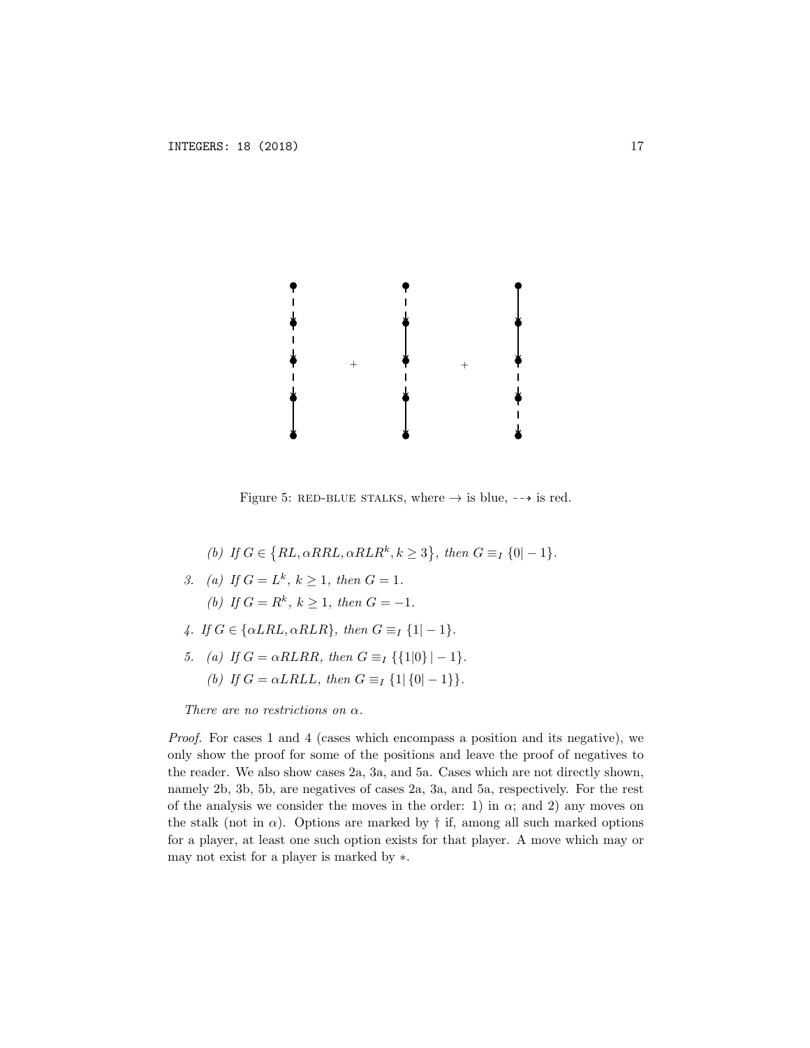Figure 5: RED-BLUE STALKS, where $\rightarrow$ is blue, $\dashrightarrow$ is red.

(b) *If* $G \in \{RL, \alpha RRL, \alpha RLR^k, k \geq 3\}$*, then* $G \equiv_I \{0|-1\}$.

3. (a) *If* $G = L^k$*,* $k \geq 1$*, then* $G = 1$.

   (b) *If* $G = R^k$*,* $k \geq 1$*, then* $G = -1$.

4. *If* $G \in \{\alpha LRL, \alpha RLR\}$*, then* $G \equiv_I \{1|-1\}$.

5. (a) *If* $G = \alpha RLRR$*, then* $G \equiv_I \{\{1|0\}|-1\}$.

   (b) *If* $G = \alpha LRLL$*, then* $G \equiv_I \{1|\{0|-1\}\}$.

*There are no restrictions on* $\alpha$.

*Proof.* For cases 1 and 4 (cases which encompass a position and its negative), we only show the proof for some of the positions and leave the proof of negatives to the reader. We also show cases 2a, 3a, and 5a. Cases which are not directly shown, namely 2b, 3b, 5b, are negatives of cases 2a, 3a, and 5a, respectively. For the rest of the analysis we consider the moves in the order: 1) in $\alpha$; and 2) any moves on the stalk (not in $\alpha$). Options are marked by † if, among all such marked options for a player, at least one such option exists for that player. A move which may or may not exist for a player is marked by $*$.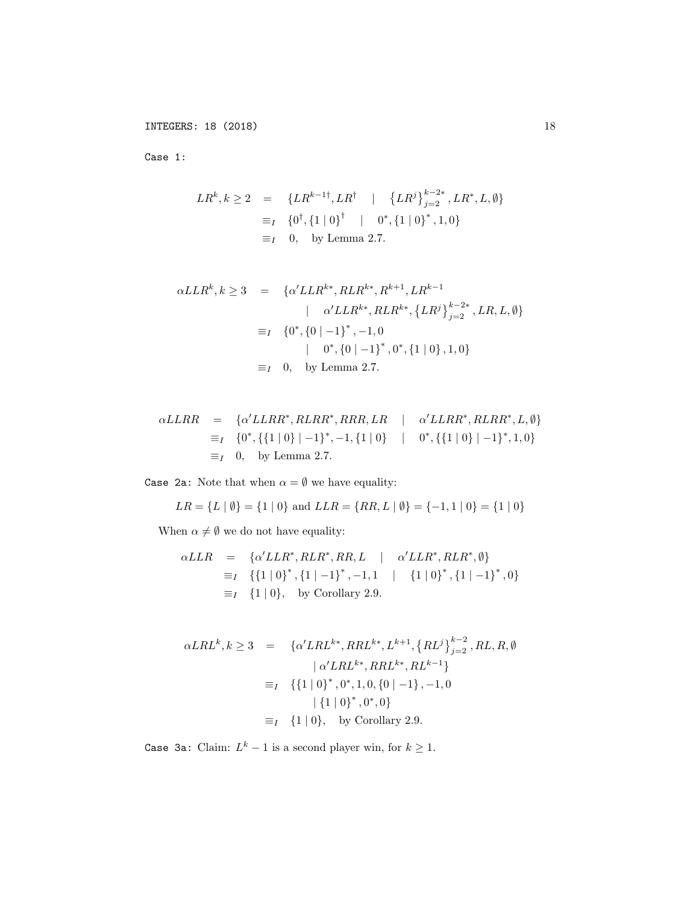`Case 1:`

$$
\begin{aligned}
LR^k, k \geq 2 \quad &= \quad \{LR^{k-1\dagger}, LR^\dagger \quad | \quad \left\{LR^j\right\}_{j=2}^{k-2*}, LR^*, L, \emptyset\} \\
&\equiv_I \quad \{0^\dagger, \{1 \mid 0\}^\dagger \quad | \quad 0^*, \{1 \mid 0\}^*, 1, 0\} \\
&\equiv_I \quad 0, \quad \text{by Lemma 2.7.}
\end{aligned}
$$

$$
\begin{aligned}
\alpha LLR^k, k \geq 3 \quad &= \quad \{\alpha' LLR^{k*}, RLR^{k*}, R^{k+1}, LR^{k-1} \\
&\qquad\qquad | \quad \alpha' LLR^{k*}, RLR^{k*}, \left\{LR^j\right\}_{j=2}^{k-2*}, LR, L, \emptyset\} \\
&\equiv_I \quad \{0^*, \{0 \mid -1\}^*, -1, 0 \\
&\qquad\qquad | \quad 0^*, \{0 \mid -1\}^*, 0^*, \{1 \mid 0\}, 1, 0\} \\
&\equiv_I \quad 0, \quad \text{by Lemma 2.7.}
\end{aligned}
$$

$$
\begin{aligned}
\alpha LLRR \quad &= \quad \{\alpha' LLRR^*, RLRR^*, RRR, LR \quad | \quad \alpha' LLRR^*, RLRR^*, L, \emptyset\} \\
&\equiv_I \quad \{0^*, \{\{1 \mid 0\} \mid -1\}^*, -1, \{1 \mid 0\} \quad | \quad 0^*, \{\{1 \mid 0\} \mid -1\}^*, 1, 0\} \\
&\equiv_I \quad 0, \quad \text{by Lemma 2.7.}
\end{aligned}
$$

`Case 2a:` Note that when $\alpha = \emptyset$ we have equality:

$$LR = \{L \mid \emptyset\} = \{1 \mid 0\} \text{ and } LLR = \{RR, L \mid \emptyset\} = \{-1, 1 \mid 0\} = \{1 \mid 0\}$$

When $\alpha \neq \emptyset$ we do not have equality:

$$
\begin{aligned}
\alpha LLR \quad &= \quad \{\alpha' LLR^*, RLR^*, RR, L \quad | \quad \alpha' LLR^*, RLR^*, \emptyset\} \\
&\equiv_I \quad \{\{1 \mid 0\}^*, \{1 \mid -1\}^*, -1, 1 \quad | \quad \{1 \mid 0\}^*, \{1 \mid -1\}^*, 0\} \\
&\equiv_I \quad \{1 \mid 0\}, \quad \text{by Corollary 2.9.}
\end{aligned}
$$

$$
\begin{aligned}
\alpha LRL^k, k \geq 3 \quad &= \quad \{\alpha' LRL^{k*}, RRL^{k*}, L^{k+1}, \left\{RL^j\right\}_{j=2}^{k-2}, RL, R, \emptyset \\
&\qquad\qquad | \ \alpha' LRL^{k*}, RRL^{k*}, RL^{k-1}\} \\
&\equiv_I \quad \{\{1 \mid 0\}^*, 0^*, 1, 0, \{0 \mid -1\}, -1, 0 \\
&\qquad\qquad | \ \{1 \mid 0\}^*, 0^*, 0\} \\
&\equiv_I \quad \{1 \mid 0\}, \quad \text{by Corollary 2.9.}
\end{aligned}
$$

`Case 3a:` Claim: $L^k - 1$ is a second player win, for $k \geq 1$.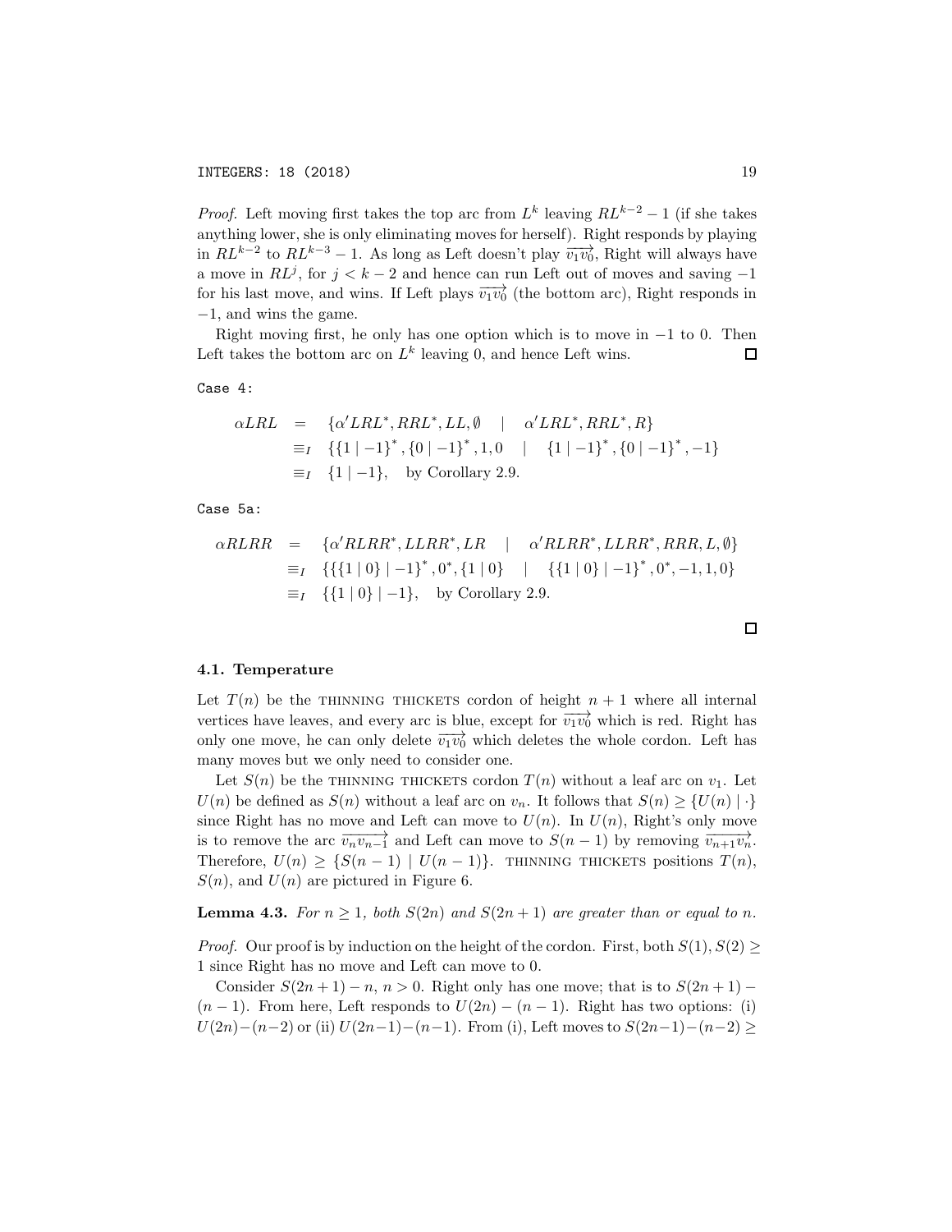*Proof.* Left moving first takes the top arc from $L^k$ leaving $RL^{k-2} - 1$ (if she takes anything lower, she is only eliminating moves for herself). Right responds by playing in $RL^{k-2}$ to $RL^{k-3} - 1$. As long as Left doesn't play $\overrightarrow{v_1v_0}$, Right will always have a move in $RL^j$, for $j < k-2$ and hence can run Left out of moves and saving $-1$ for his last move, and wins. If Left plays $\overrightarrow{v_1v_0}$ (the bottom arc), Right responds in $-1$, and wins the game.

Right moving first, he only has one option which is to move in $-1$ to 0. Then Left takes the bottom arc on $L^k$ leaving 0, and hence Left wins. □

Case 4:

$$
\begin{aligned}
\alpha LRL &= \{\alpha' LRL^*, RRL^*, LL, \emptyset \mid \alpha' LRL^*, RRL^*, R\} \\
&\equiv_I \{\{1 \mid -1\}^*, \{0 \mid -1\}^*, 1, 0 \mid \{1 \mid -1\}^*, \{0 \mid -1\}^*, -1\} \\
&\equiv_I \{1 \mid -1\}, \quad \text{by Corollary 2.9.}
\end{aligned}
$$

Case 5a:

$$
\begin{aligned}
\alpha RLRR &= \{\alpha' RLRR^*, LLRR^*, LR \mid \alpha' RLRR^*, LLRR^*, RRR, L, \emptyset\} \\
&\equiv_I \{\{\{1 \mid 0\} \mid -1\}^*, 0^*, \{1 \mid 0\} \mid \{\{1 \mid 0\} \mid -1\}^*, 0^*, -1, 1, 0\} \\
&\equiv_I \{\{1 \mid 0\} \mid -1\}, \quad \text{by Corollary 2.9.}
\end{aligned}
$$

□

### 4.1. Temperature

Let $T(n)$ be the THINNING THICKETS cordon of height $n+1$ where all internal vertices have leaves, and every arc is blue, except for $\overrightarrow{v_1v_0}$ which is red. Right has only one move, he can only delete $\overrightarrow{v_1v_0}$ which deletes the whole cordon. Left has many moves but we only need to consider one.

Let $S(n)$ be the THINNING THICKETS cordon $T(n)$ without a leaf arc on $v_1$. Let $U(n)$ be defined as $S(n)$ without a leaf arc on $v_n$. It follows that $S(n) \geq \{U(n) \mid \cdot\}$ since Right has no move and Left can move to $U(n)$. In $U(n)$, Right's only move is to remove the arc $\overrightarrow{v_nv_{n-1}}$ and Left can move to $S(n-1)$ by removing $\overrightarrow{v_{n+1}v_n}$. Therefore, $U(n) \geq \{S(n-1) \mid U(n-1)\}$. THINNING THICKETS positions $T(n)$, $S(n)$, and $U(n)$ are pictured in Figure 6.

**Lemma 4.3.** *For $n \geq 1$, both $S(2n)$ and $S(2n+1)$ are greater than or equal to $n$.*

*Proof.* Our proof is by induction on the height of the cordon. First, both $S(1), S(2) \geq 1$ since Right has no move and Left can move to 0.

Consider $S(2n+1) - n$, $n > 0$. Right only has one move; that is to $S(2n+1) - (n-1)$. From here, Left responds to $U(2n) - (n-1)$. Right has two options: (i) $U(2n) - (n-2)$ or (ii) $U(2n-1) - (n-1)$. From (i), Left moves to $S(2n-1) - (n-2) \geq$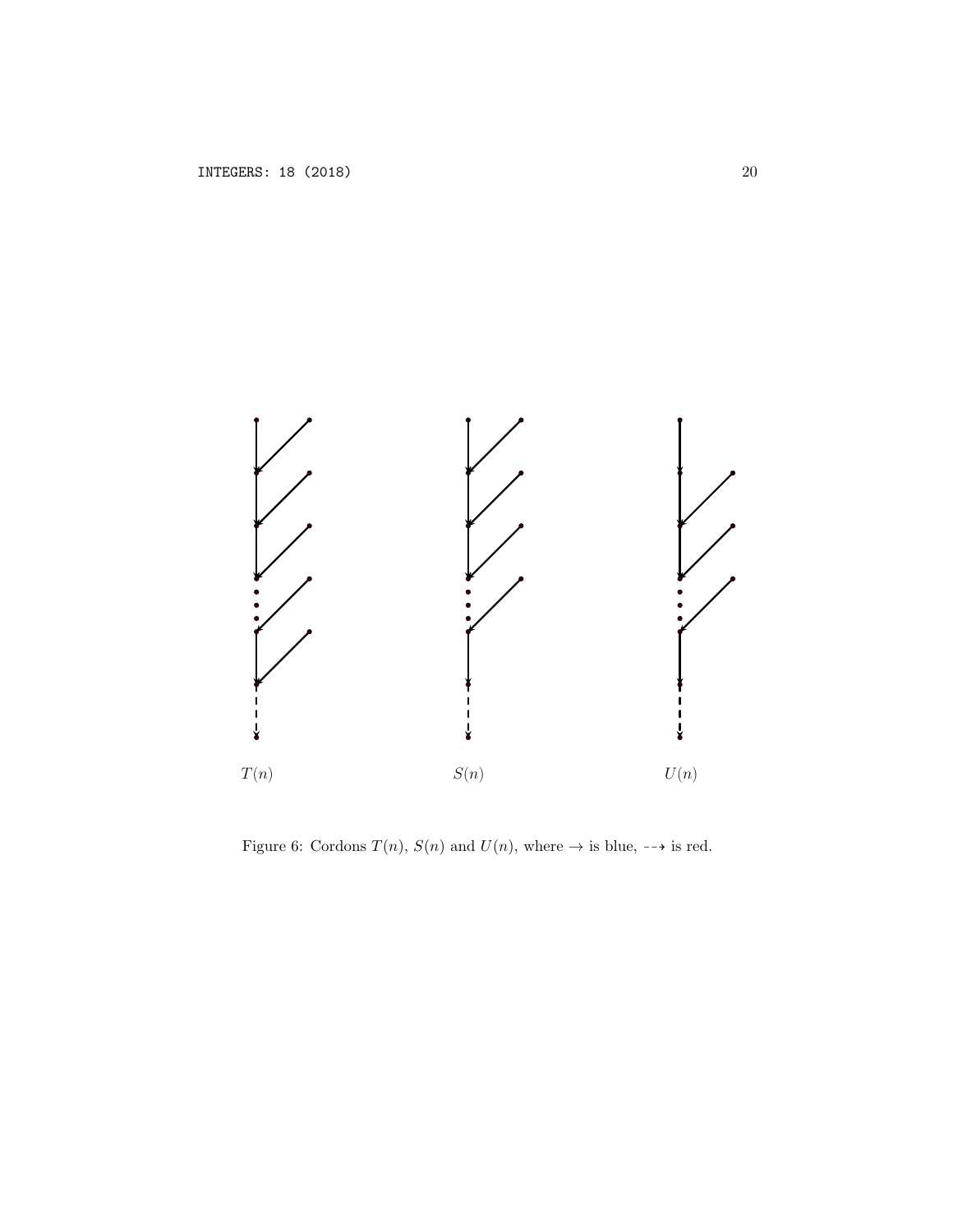$T(n)$ $S(n)$ $U(n)$

Figure 6: Cordons $T(n)$, $S(n)$ and $U(n)$, where $\rightarrow$ is blue, $\dashrightarrow$ is red.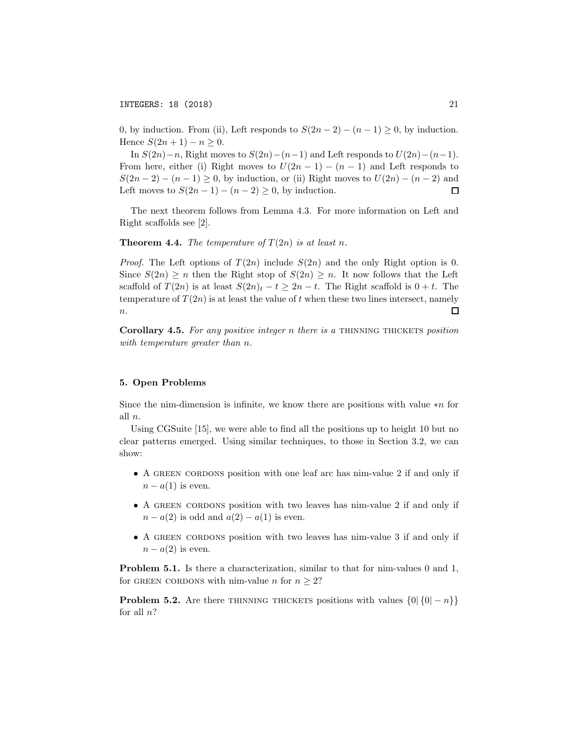0, by induction. From (ii), Left responds to $S(2n-2)-(n-1) \geq 0$, by induction. Hence $S(2n+1)-n \geq 0$.

In $S(2n)-n$, Right moves to $S(2n)-(n-1)$ and Left responds to $U(2n)-(n-1)$. From here, either (i) Right moves to $U(2n-1)-(n-1)$ and Left responds to $S(2n-2)-(n-1) \geq 0$, by induction, or (ii) Right moves to $U(2n)-(n-2)$ and Left moves to $S(2n-1)-(n-2) \geq 0$, by induction. □

The next theorem follows from Lemma 4.3. For more information on Left and Right scaffolds see [2].

**Theorem 4.4.** *The temperature of $T(2n)$ is at least $n$.*

*Proof.* The Left options of $T(2n)$ include $S(2n)$ and the only Right option is 0. Since $S(2n) \geq n$ then the Right stop of $S(2n) \geq n$. It now follows that the Left scaffold of $T(2n)$ is at least $S(2n)_t - t \geq 2n - t$. The Right scaffold is $0 + t$. The temperature of $T(2n)$ is at least the value of $t$ when these two lines intersect, namely $n$. □

**Corollary 4.5.** *For any positive integer $n$ there is a* THINNING THICKETS *position with temperature greater than $n$.*

## 5. Open Problems

Since the nim-dimension is infinite, we know there are positions with value $*n$ for all $n$.

Using CGSuite [15], we were able to find all the positions up to height 10 but no clear patterns emerged. Using similar techniques, to those in Section 3.2, we can show:

- A GREEN CORDONS position with one leaf arc has nim-value 2 if and only if $n - a(1)$ is even.
- A GREEN CORDONS position with two leaves has nim-value 2 if and only if $n - a(2)$ is odd and $a(2) - a(1)$ is even.
- A GREEN CORDONS position with two leaves has nim-value 3 if and only if $n - a(2)$ is even.

**Problem 5.1.** Is there a characterization, similar to that for nim-values 0 and 1, for GREEN CORDONS with nim-value $n$ for $n \geq 2$?

**Problem 5.2.** Are there THINNING THICKETS positions with values $\{0|\{0|-n\}\}$ for all $n$?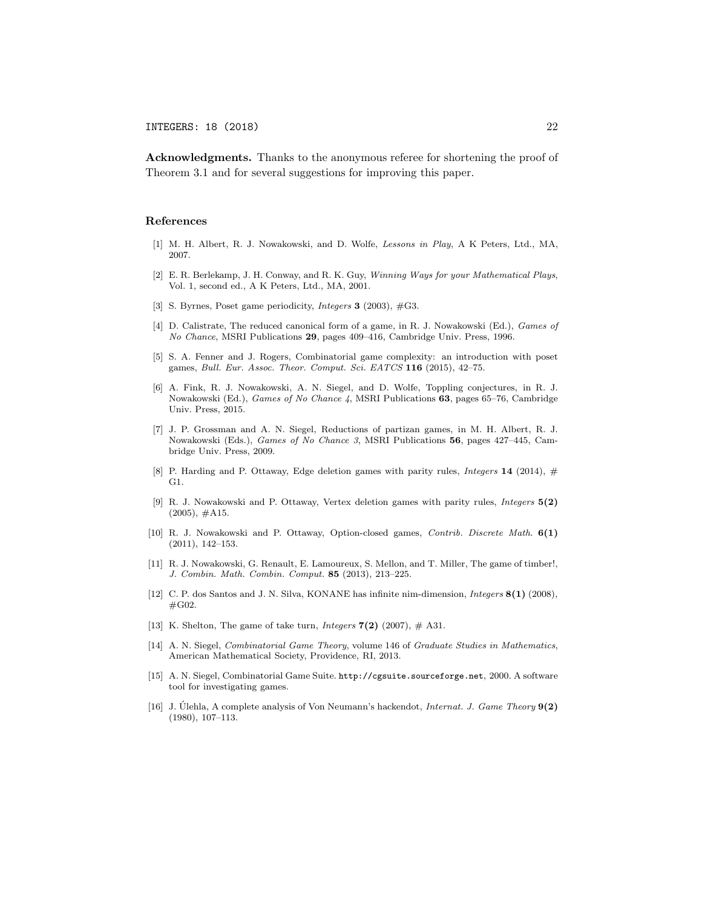**Acknowledgments.** Thanks to the anonymous referee for shortening the proof of Theorem 3.1 and for several suggestions for improving this paper.

## References

[1] M. H. Albert, R. J. Nowakowski, and D. Wolfe, *Lessons in Play*, A K Peters, Ltd., MA, 2007.

[2] E. R. Berlekamp, J. H. Conway, and R. K. Guy, *Winning Ways for your Mathematical Plays*, Vol. 1, second ed., A K Peters, Ltd., MA, 2001.

[3] S. Byrnes, Poset game periodicity, *Integers* **3** (2003), #G3.

[4] D. Calistrate, The reduced canonical form of a game, in R. J. Nowakowski (Ed.), *Games of No Chance*, MSRI Publications **29**, pages 409–416, Cambridge Univ. Press, 1996.

[5] S. A. Fenner and J. Rogers, Combinatorial game complexity: an introduction with poset games, *Bull. Eur. Assoc. Theor. Comput. Sci. EATCS* **116** (2015), 42–75.

[6] A. Fink, R. J. Nowakowski, A. N. Siegel, and D. Wolfe, Toppling conjectures, in R. J. Nowakowski (Ed.), *Games of No Chance 4*, MSRI Publications **63**, pages 65–76, Cambridge Univ. Press, 2015.

[7] J. P. Grossman and A. N. Siegel, Reductions of partizan games, in M. H. Albert, R. J. Nowakowski (Eds.), *Games of No Chance 3*, MSRI Publications **56**, pages 427–445, Cambridge Univ. Press, 2009.

[8] P. Harding and P. Ottaway, Edge deletion games with parity rules, *Integers* **14** (2014), # G1.

[9] R. J. Nowakowski and P. Ottaway, Vertex deletion games with parity rules, *Integers* **5(2)** (2005), #A15.

[10] R. J. Nowakowski and P. Ottaway, Option-closed games, *Contrib. Discrete Math.* **6(1)** (2011), 142–153.

[11] R. J. Nowakowski, G. Renault, E. Lamoureux, S. Mellon, and T. Miller, The game of timber!, *J. Combin. Math. Combin. Comput.* **85** (2013), 213–225.

[12] C. P. dos Santos and J. N. Silva, KONANE has infinite nim-dimension, *Integers* **8(1)** (2008), #G02.

[13] K. Shelton, The game of take turn, *Integers* **7(2)** (2007), # A31.

[14] A. N. Siegel, *Combinatorial Game Theory*, volume 146 of *Graduate Studies in Mathematics*, American Mathematical Society, Providence, RI, 2013.

[15] A. N. Siegel, Combinatorial Game Suite. `http://cgsuite.sourceforge.net`, 2000. A software tool for investigating games.

[16] J. Úlehla, A complete analysis of Von Neumann's hackendot, *Internat. J. Game Theory* **9(2)** (1980), 107–113.